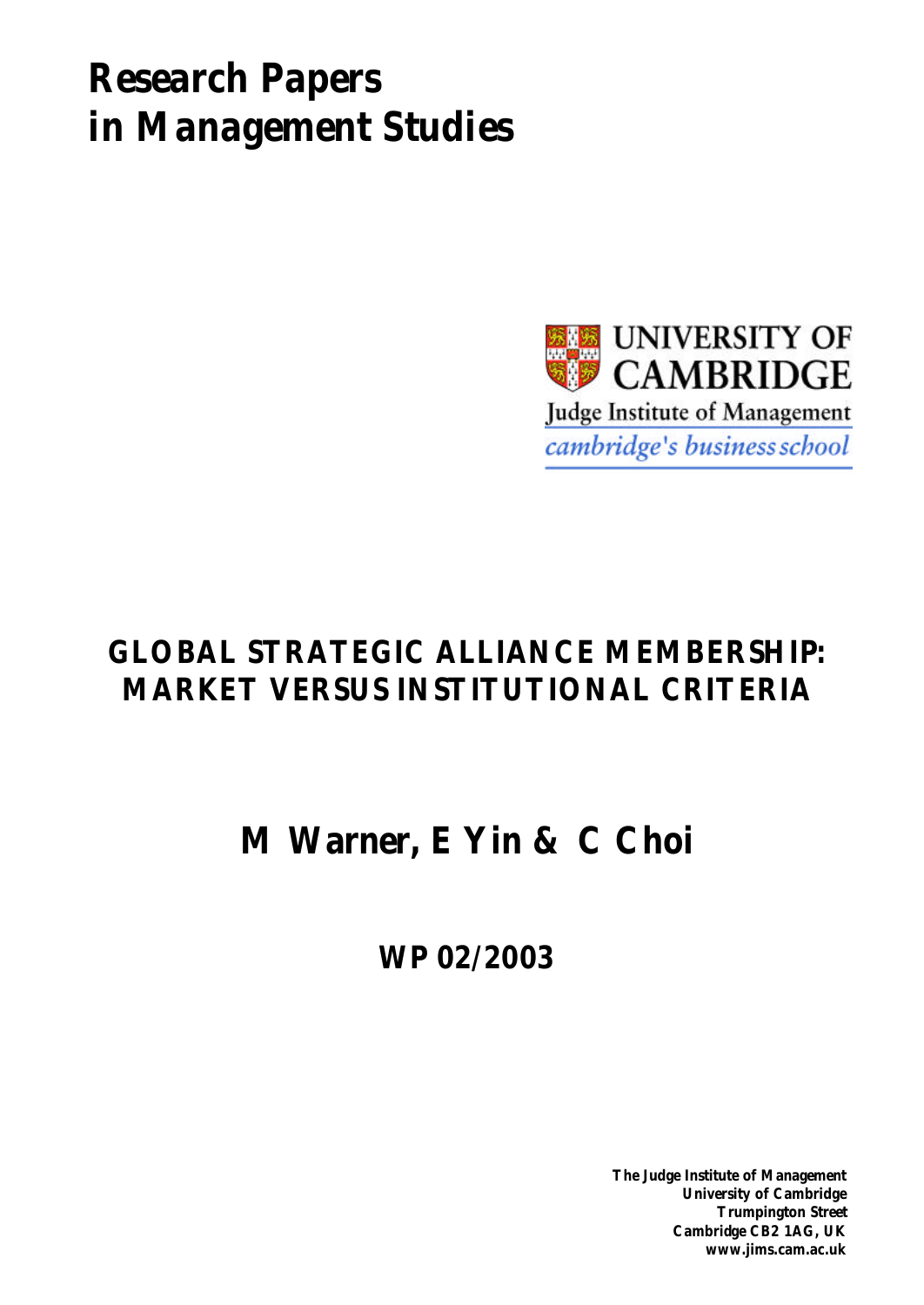# Research Papers in Management Studies

UNIVERSITY OF CAMBRIDGE

Judge Institute of Management

*cambridge's business school*

## GLOBAL STRATEGIC ALLIANCE MEMBERSHIP: MARKET VERSUS INSTITUTIONAL CRITERIA

## M Warner, E Yin & C Choi

## WP 02/2003

**The Judge Institute of Management**
**University of Cambridge**
**Trumpington Street**
**Cambridge CB2 1AG, UK**
**www.jims.cam.ac.uk**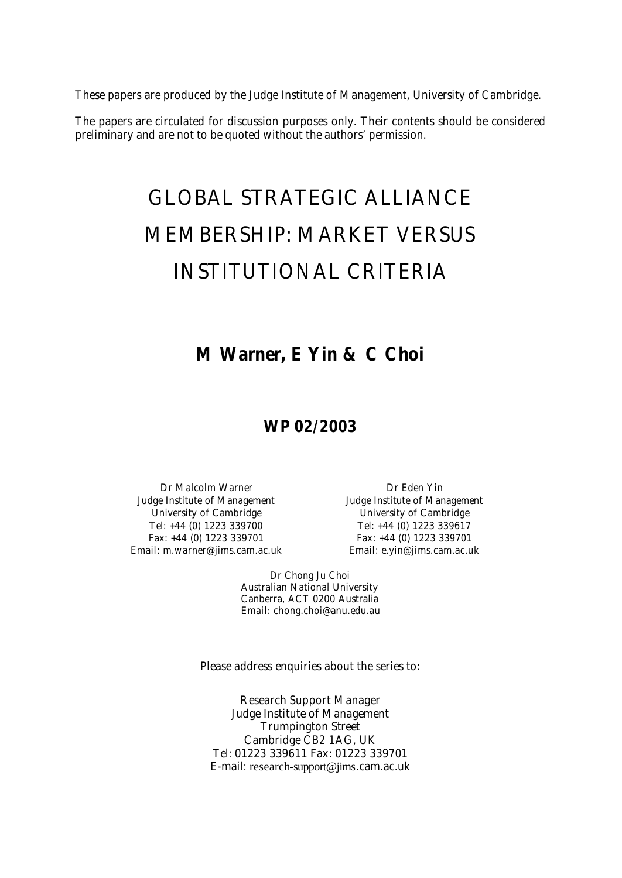These papers are produced by the Judge Institute of Management, University of Cambridge.

The papers are circulated for discussion purposes only. Their contents should be considered preliminary and are not to be quoted without the authors' permission.

# GLOBAL STRATEGIC ALLIANCE MEMBERSHIP: MARKET VERSUS INSTITUTIONAL CRITERIA

**M Warner, E Yin & C Choi**

**WP 02/2003**

Dr Malcolm Warner
Judge Institute of Management
University of Cambridge
Tel: +44 (0) 1223 339700
Fax: +44 (0) 1223 339701
Email: m.warner@jims.cam.ac.uk

Dr Eden Yin
Judge Institute of Management
University of Cambridge
Tel: +44 (0) 1223 339617
Fax: +44 (0) 1223 339701
Email: e.yin@jims.cam.ac.uk

Dr Chong Ju Choi
Australian National University
Canberra, ACT 0200 Australia
Email: chong.choi@anu.edu.au

Please address enquiries about the series to:

Research Support Manager
Judge Institute of Management
Trumpington Street
Cambridge CB2 1AG, UK
Tel: 01223 339611 Fax: 01223 339701
E-mail: research-support@jims.cam.ac.uk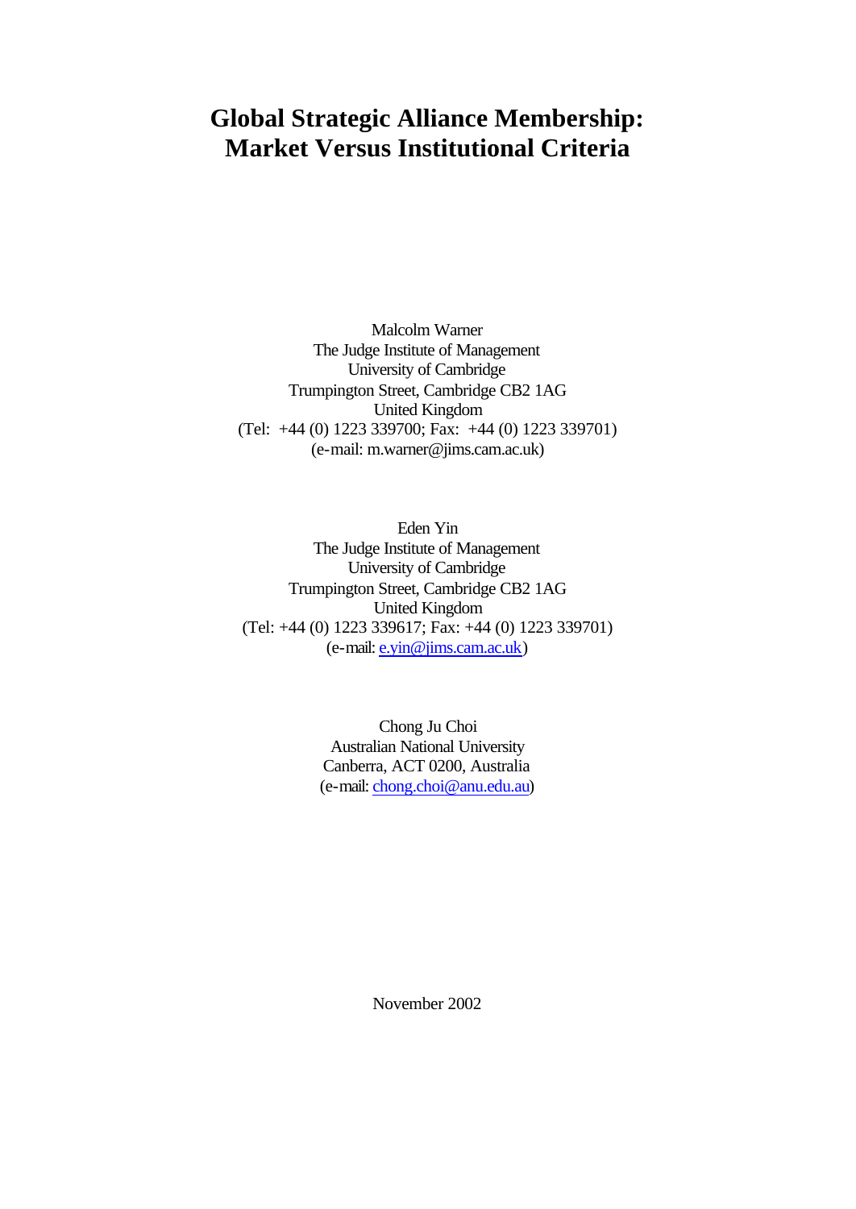# Global Strategic Alliance Membership: Market Versus Institutional Criteria

Malcolm Warner
The Judge Institute of Management
University of Cambridge
Trumpington Street, Cambridge CB2 1AG
United Kingdom
(Tel: +44 (0) 1223 339700; Fax: +44 (0) 1223 339701)
(e-mail: m.warner@jims.cam.ac.uk)

Eden Yin
The Judge Institute of Management
University of Cambridge
Trumpington Street, Cambridge CB2 1AG
United Kingdom
(Tel: +44 (0) 1223 339617; Fax: +44 (0) 1223 339701)
(e-mail: e.yin@jims.cam.ac.uk)

Chong Ju Choi
Australian National University
Canberra, ACT 0200, Australia
(e-mail: chong.choi@anu.edu.au)

November 2002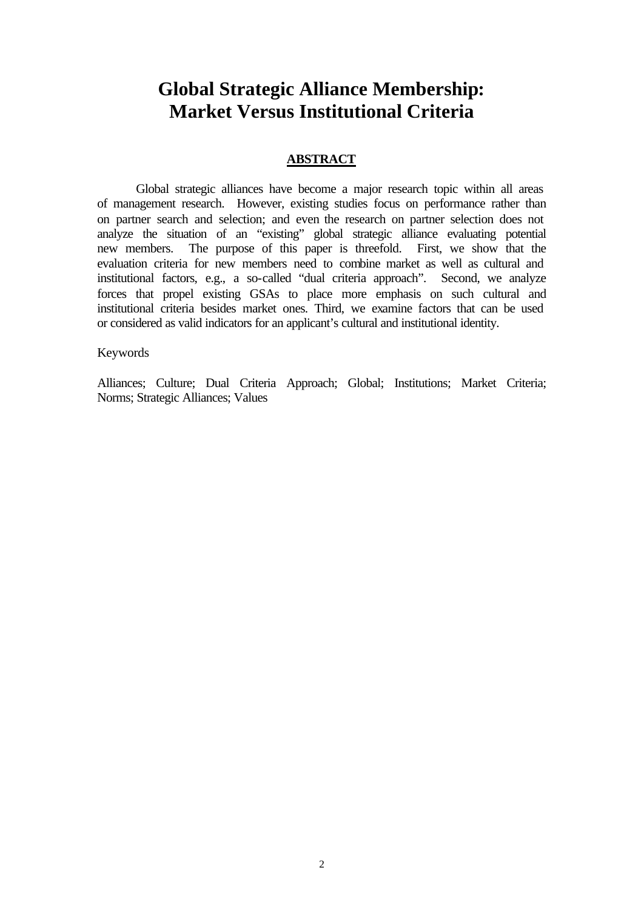# Global Strategic Alliance Membership: Market Versus Institutional Criteria

## ABSTRACT

Global strategic alliances have become a major research topic within all areas of management research. However, existing studies focus on performance rather than on partner search and selection; and even the research on partner selection does not analyze the situation of an "existing" global strategic alliance evaluating potential new members. The purpose of this paper is threefold. First, we show that the evaluation criteria for new members need to combine market as well as cultural and institutional factors, e.g., a so-called "dual criteria approach". Second, we analyze forces that propel existing GSAs to place more emphasis on such cultural and institutional criteria besides market ones. Third, we examine factors that can be used or considered as valid indicators for an applicant's cultural and institutional identity.

Keywords

Alliances; Culture; Dual Criteria Approach; Global; Institutions; Market Criteria; Norms; Strategic Alliances; Values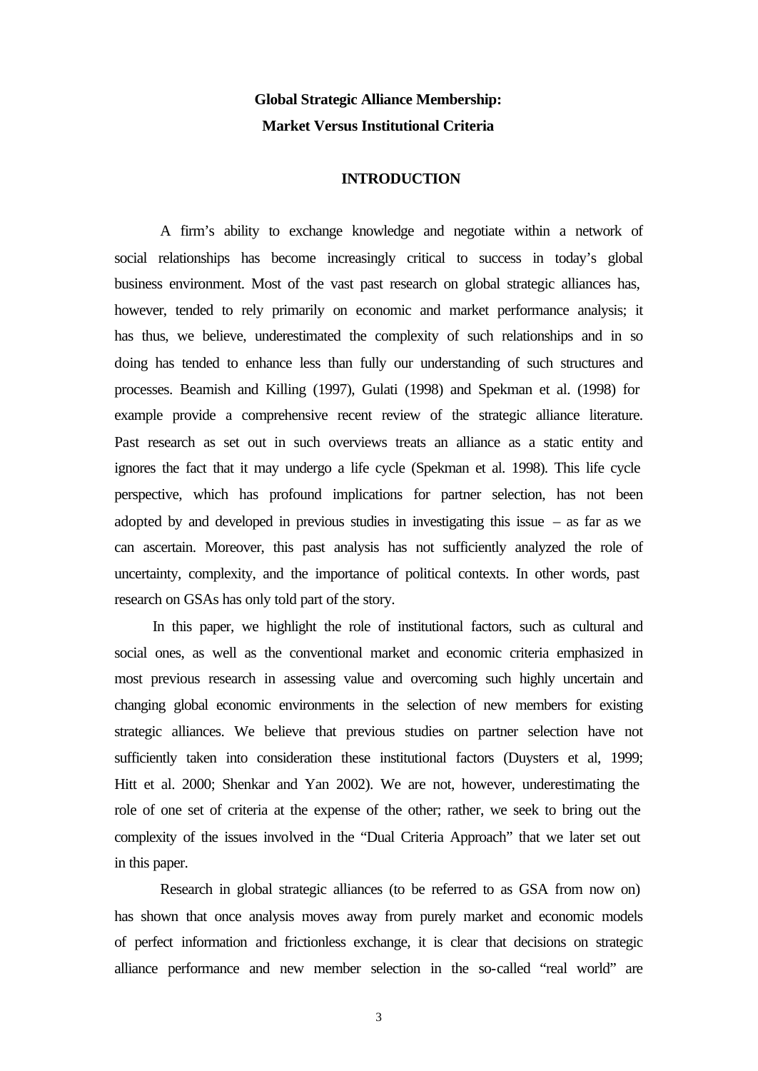**Global Strategic Alliance Membership:**
**Market Versus Institutional Criteria**

## INTRODUCTION

A firm's ability to exchange knowledge and negotiate within a network of social relationships has become increasingly critical to success in today's global business environment. Most of the vast past research on global strategic alliances has, however, tended to rely primarily on economic and market performance analysis; it has thus, we believe, underestimated the complexity of such relationships and in so doing has tended to enhance less than fully our understanding of such structures and processes. Beamish and Killing (1997), Gulati (1998) and Spekman et al. (1998) for example provide a comprehensive recent review of the strategic alliance literature. Past research as set out in such overviews treats an alliance as a static entity and ignores the fact that it may undergo a life cycle (Spekman et al. 1998). This life cycle perspective, which has profound implications for partner selection, has not been adopted by and developed in previous studies in investigating this issue – as far as we can ascertain. Moreover, this past analysis has not sufficiently analyzed the role of uncertainty, complexity, and the importance of political contexts. In other words, past research on GSAs has only told part of the story.

In this paper, we highlight the role of institutional factors, such as cultural and social ones, as well as the conventional market and economic criteria emphasized in most previous research in assessing value and overcoming such highly uncertain and changing global economic environments in the selection of new members for existing strategic alliances. We believe that previous studies on partner selection have not sufficiently taken into consideration these institutional factors (Duysters et al, 1999; Hitt et al. 2000; Shenkar and Yan 2002). We are not, however, underestimating the role of one set of criteria at the expense of the other; rather, we seek to bring out the complexity of the issues involved in the "Dual Criteria Approach" that we later set out in this paper.

Research in global strategic alliances (to be referred to as GSA from now on) has shown that once analysis moves away from purely market and economic models of perfect information and frictionless exchange, it is clear that decisions on strategic alliance performance and new member selection in the so-called "real world" are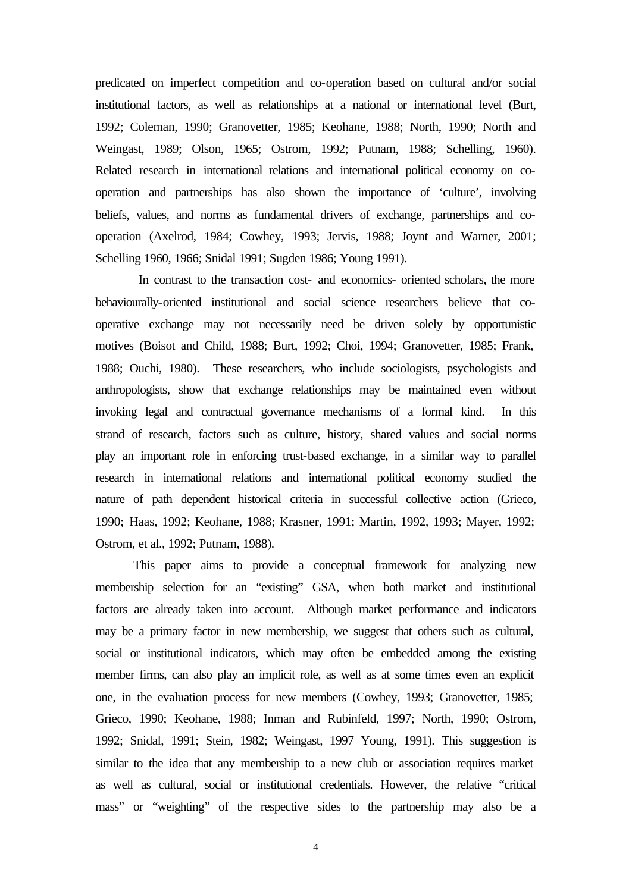predicated on imperfect competition and co-operation based on cultural and/or social institutional factors, as well as relationships at a national or international level (Burt, 1992; Coleman, 1990; Granovetter, 1985; Keohane, 1988; North, 1990; North and Weingast, 1989; Olson, 1965; Ostrom, 1992; Putnam, 1988; Schelling, 1960). Related research in international relations and international political economy on co-operation and partnerships has also shown the importance of 'culture', involving beliefs, values, and norms as fundamental drivers of exchange, partnerships and co-operation (Axelrod, 1984; Cowhey, 1993; Jervis, 1988; Joynt and Warner, 2001; Schelling 1960, 1966; Snidal 1991; Sugden 1986; Young 1991).

In contrast to the transaction cost- and economics- oriented scholars, the more behaviourally-oriented institutional and social science researchers believe that co-operative exchange may not necessarily need be driven solely by opportunistic motives (Boisot and Child, 1988; Burt, 1992; Choi, 1994; Granovetter, 1985; Frank, 1988; Ouchi, 1980). These researchers, who include sociologists, psychologists and anthropologists, show that exchange relationships may be maintained even without invoking legal and contractual governance mechanisms of a formal kind. In this strand of research, factors such as culture, history, shared values and social norms play an important role in enforcing trust-based exchange, in a similar way to parallel research in international relations and international political economy studied the nature of path dependent historical criteria in successful collective action (Grieco, 1990; Haas, 1992; Keohane, 1988; Krasner, 1991; Martin, 1992, 1993; Mayer, 1992; Ostrom, et al., 1992; Putnam, 1988).

This paper aims to provide a conceptual framework for analyzing new membership selection for an "existing" GSA, when both market and institutional factors are already taken into account. Although market performance and indicators may be a primary factor in new membership, we suggest that others such as cultural, social or institutional indicators, which may often be embedded among the existing member firms, can also play an implicit role, as well as at some times even an explicit one, in the evaluation process for new members (Cowhey, 1993; Granovetter, 1985; Grieco, 1990; Keohane, 1988; Inman and Rubinfeld, 1997; North, 1990; Ostrom, 1992; Snidal, 1991; Stein, 1982; Weingast, 1997 Young, 1991). This suggestion is similar to the idea that any membership to a new club or association requires market as well as cultural, social or institutional credentials. However, the relative "critical mass" or "weighting" of the respective sides to the partnership may also be a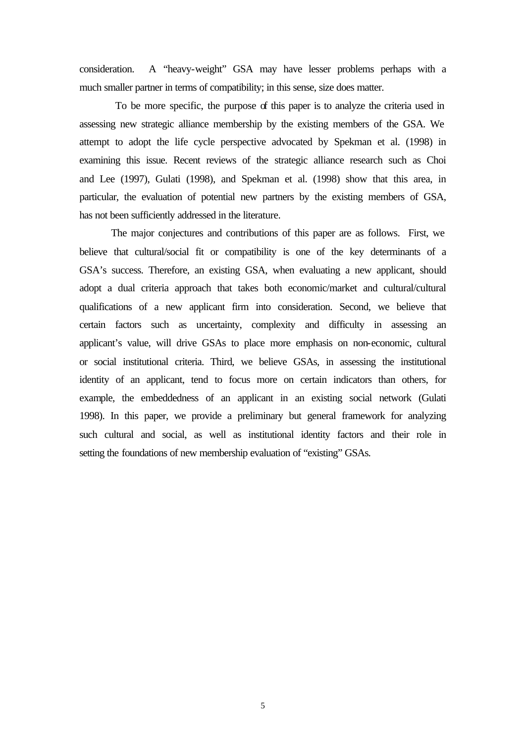consideration. A "heavy-weight" GSA may have lesser problems perhaps with a much smaller partner in terms of compatibility; in this sense, size does matter.

To be more specific, the purpose of this paper is to analyze the criteria used in assessing new strategic alliance membership by the existing members of the GSA. We attempt to adopt the life cycle perspective advocated by Spekman et al. (1998) in examining this issue. Recent reviews of the strategic alliance research such as Choi and Lee (1997), Gulati (1998), and Spekman et al. (1998) show that this area, in particular, the evaluation of potential new partners by the existing members of GSA, has not been sufficiently addressed in the literature.

The major conjectures and contributions of this paper are as follows. First, we believe that cultural/social fit or compatibility is one of the key determinants of a GSA's success. Therefore, an existing GSA, when evaluating a new applicant, should adopt a dual criteria approach that takes both economic/market and cultural/cultural qualifications of a new applicant firm into consideration. Second, we believe that certain factors such as uncertainty, complexity and difficulty in assessing an applicant's value, will drive GSAs to place more emphasis on non-economic, cultural or social institutional criteria. Third, we believe GSAs, in assessing the institutional identity of an applicant, tend to focus more on certain indicators than others, for example, the embeddedness of an applicant in an existing social network (Gulati 1998). In this paper, we provide a preliminary but general framework for analyzing such cultural and social, as well as institutional identity factors and their role in setting the foundations of new membership evaluation of "existing" GSAs.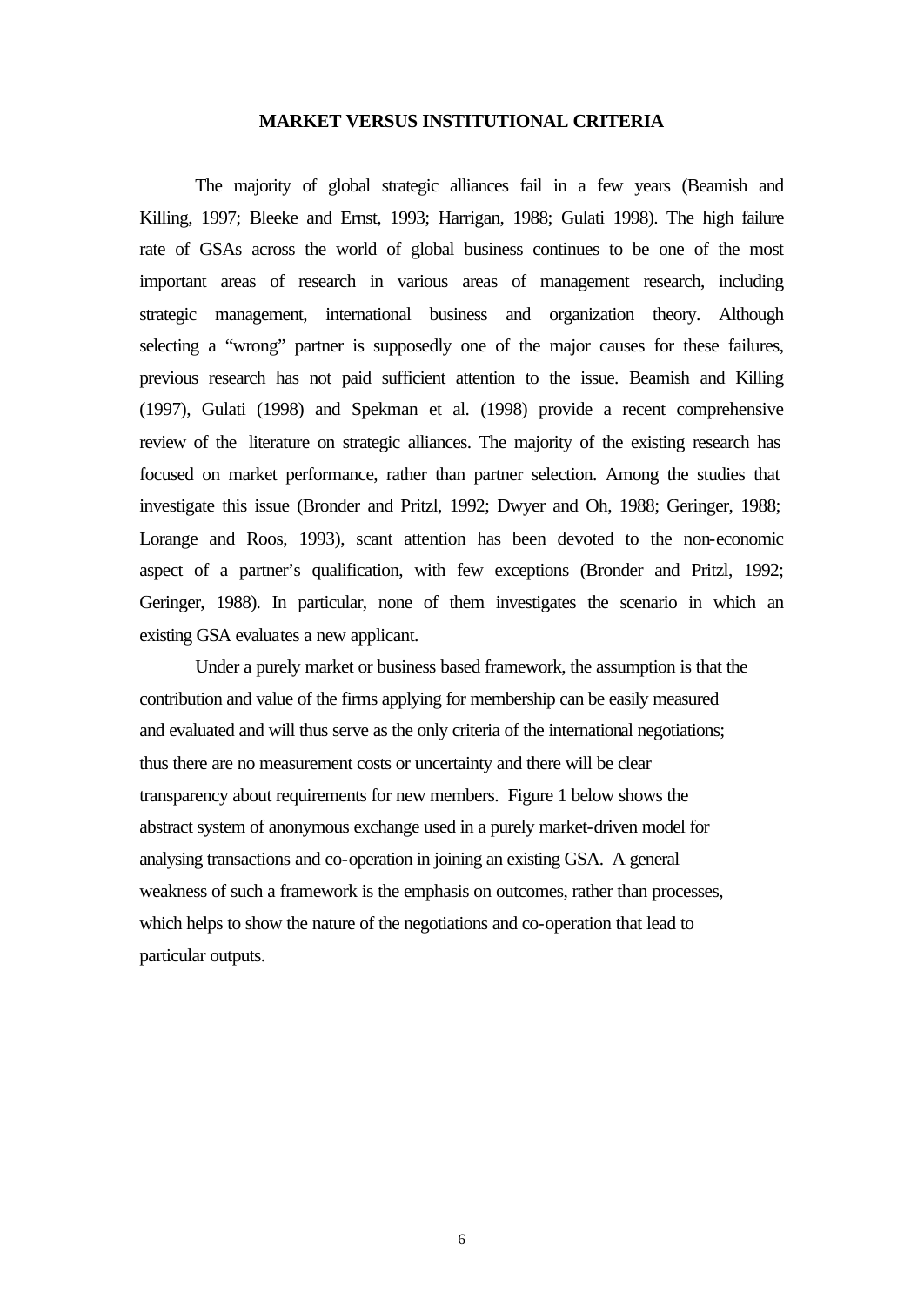## MARKET VERSUS INSTITUTIONAL CRITERIA

The majority of global strategic alliances fail in a few years (Beamish and Killing, 1997; Bleeke and Ernst, 1993; Harrigan, 1988; Gulati 1998). The high failure rate of GSAs across the world of global business continues to be one of the most important areas of research in various areas of management research, including strategic management, international business and organization theory. Although selecting a "wrong" partner is supposedly one of the major causes for these failures, previous research has not paid sufficient attention to the issue. Beamish and Killing (1997), Gulati (1998) and Spekman et al. (1998) provide a recent comprehensive review of the literature on strategic alliances. The majority of the existing research has focused on market performance, rather than partner selection. Among the studies that investigate this issue (Bronder and Pritzl, 1992; Dwyer and Oh, 1988; Geringer, 1988; Lorange and Roos, 1993), scant attention has been devoted to the non-economic aspect of a partner's qualification, with few exceptions (Bronder and Pritzl, 1992; Geringer, 1988). In particular, none of them investigates the scenario in which an existing GSA evaluates a new applicant.

Under a purely market or business based framework, the assumption is that the contribution and value of the firms applying for membership can be easily measured and evaluated and will thus serve as the only criteria of the international negotiations; thus there are no measurement costs or uncertainty and there will be clear transparency about requirements for new members. Figure 1 below shows the abstract system of anonymous exchange used in a purely market-driven model for analysing transactions and co-operation in joining an existing GSA. A general weakness of such a framework is the emphasis on outcomes, rather than processes, which helps to show the nature of the negotiations and co-operation that lead to particular outputs.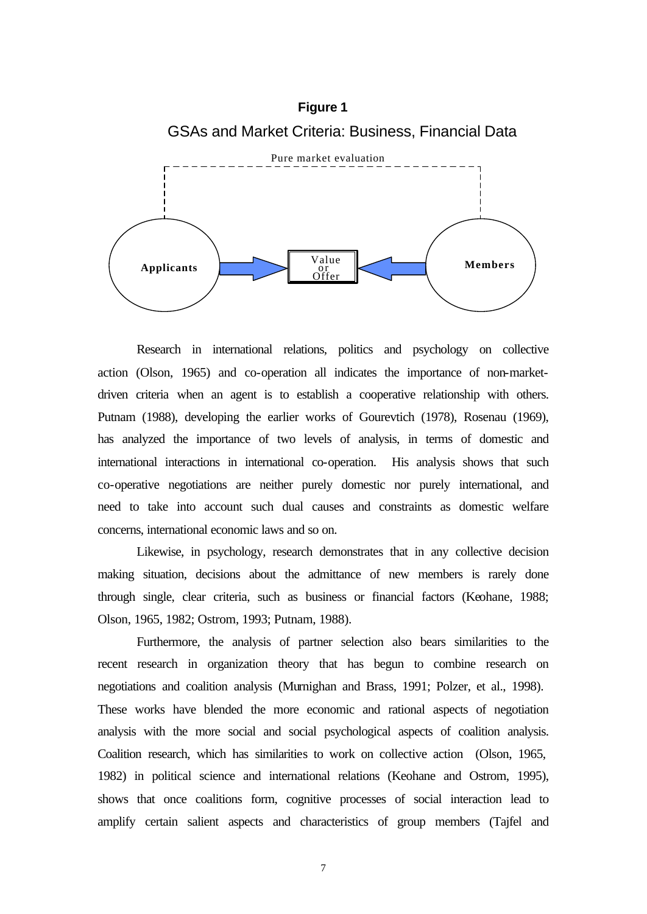**Figure 1**

GSAs and Market Criteria: Business, Financial Data

Pure market evaluation

Applicants → Value or Offer ← Members

Research in international relations, politics and psychology on collective action (Olson, 1965) and co-operation all indicates the importance of non-market-driven criteria when an agent is to establish a cooperative relationship with others. Putnam (1988), developing the earlier works of Gourevtich (1978), Rosenau (1969), has analyzed the importance of two levels of analysis, in terms of domestic and international interactions in international co-operation. His analysis shows that such co-operative negotiations are neither purely domestic nor purely international, and need to take into account such dual causes and constraints as domestic welfare concerns, international economic laws and so on.

Likewise, in psychology, research demonstrates that in any collective decision making situation, decisions about the admittance of new members is rarely done through single, clear criteria, such as business or financial factors (Keohane, 1988; Olson, 1965, 1982; Ostrom, 1993; Putnam, 1988).

Furthermore, the analysis of partner selection also bears similarities to the recent research in organization theory that has begun to combine research on negotiations and coalition analysis (Murnighan and Brass, 1991; Polzer, et al., 1998). These works have blended the more economic and rational aspects of negotiation analysis with the more social and social psychological aspects of coalition analysis. Coalition research, which has similarities to work on collective action (Olson, 1965, 1982) in political science and international relations (Keohane and Ostrom, 1995), shows that once coalitions form, cognitive processes of social interaction lead to amplify certain salient aspects and characteristics of group members (Tajfel and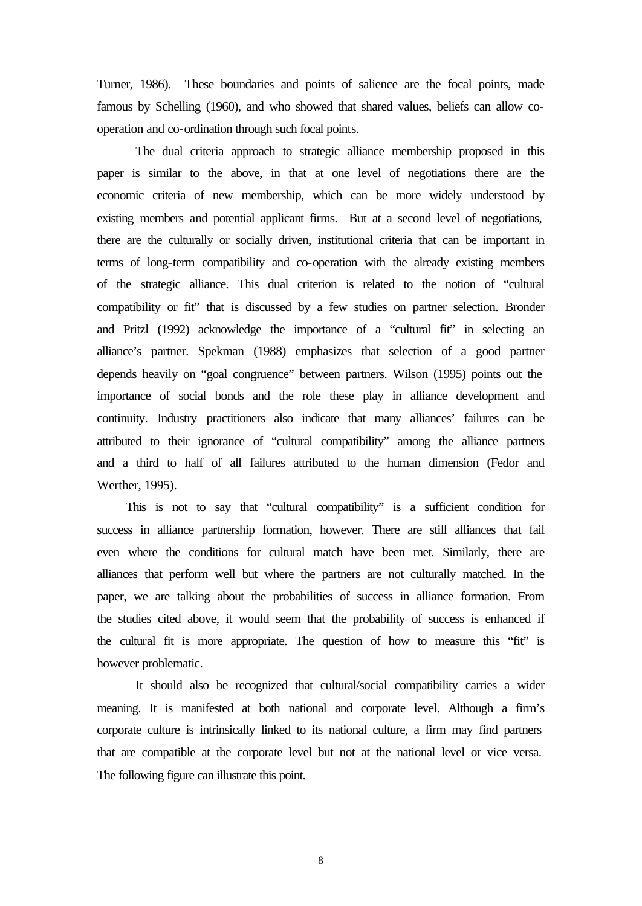Turner, 1986). These boundaries and points of salience are the focal points, made famous by Schelling (1960), and who showed that shared values, beliefs can allow co-operation and co-ordination through such focal points.

The dual criteria approach to strategic alliance membership proposed in this paper is similar to the above, in that at one level of negotiations there are the economic criteria of new membership, which can be more widely understood by existing members and potential applicant firms. But at a second level of negotiations, there are the culturally or socially driven, institutional criteria that can be important in terms of long-term compatibility and co-operation with the already existing members of the strategic alliance. This dual criterion is related to the notion of "cultural compatibility or fit" that is discussed by a few studies on partner selection. Bronder and Pritzl (1992) acknowledge the importance of a "cultural fit" in selecting an alliance's partner. Spekman (1988) emphasizes that selection of a good partner depends heavily on "goal congruence" between partners. Wilson (1995) points out the importance of social bonds and the role these play in alliance development and continuity. Industry practitioners also indicate that many alliances' failures can be attributed to their ignorance of "cultural compatibility" among the alliance partners and a third to half of all failures attributed to the human dimension (Fedor and Werther, 1995).

This is not to say that "cultural compatibility" is a sufficient condition for success in alliance partnership formation, however. There are still alliances that fail even where the conditions for cultural match have been met. Similarly, there are alliances that perform well but where the partners are not culturally matched. In the paper, we are talking about the probabilities of success in alliance formation. From the studies cited above, it would seem that the probability of success is enhanced if the cultural fit is more appropriate. The question of how to measure this "fit" is however problematic.

It should also be recognized that cultural/social compatibility carries a wider meaning. It is manifested at both national and corporate level. Although a firm's corporate culture is intrinsically linked to its national culture, a firm may find partners that are compatible at the corporate level but not at the national level or vice versa. The following figure can illustrate this point.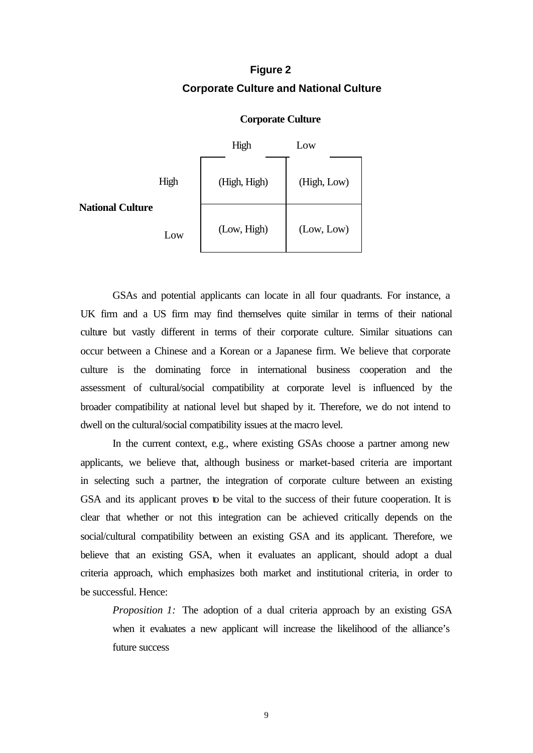**Figure 2**

**Corporate Culture and National Culture**

| | | **Corporate Culture** | |
|---|---|---|---|
| | | High | Low |
| **National Culture** | High | (High, High) | (High, Low) |
| | Low | (Low, High) | (Low, Low) |

GSAs and potential applicants can locate in all four quadrants. For instance, a UK firm and a US firm may find themselves quite similar in terms of their national culture but vastly different in terms of their corporate culture. Similar situations can occur between a Chinese and a Korean or a Japanese firm. We believe that corporate culture is the dominating force in international business cooperation and the assessment of cultural/social compatibility at corporate level is influenced by the broader compatibility at national level but shaped by it. Therefore, we do not intend to dwell on the cultural/social compatibility issues at the macro level.

In the current context, e.g., where existing GSAs choose a partner among new applicants, we believe that, although business or market-based criteria are important in selecting such a partner, the integration of corporate culture between an existing GSA and its applicant proves to be vital to the success of their future cooperation. It is clear that whether or not this integration can be achieved critically depends on the social/cultural compatibility between an existing GSA and its applicant. Therefore, we believe that an existing GSA, when it evaluates an applicant, should adopt a dual criteria approach, which emphasizes both market and institutional criteria, in order to be successful. Hence:

> *Proposition 1:* The adoption of a dual criteria approach by an existing GSA when it evaluates a new applicant will increase the likelihood of the alliance's future success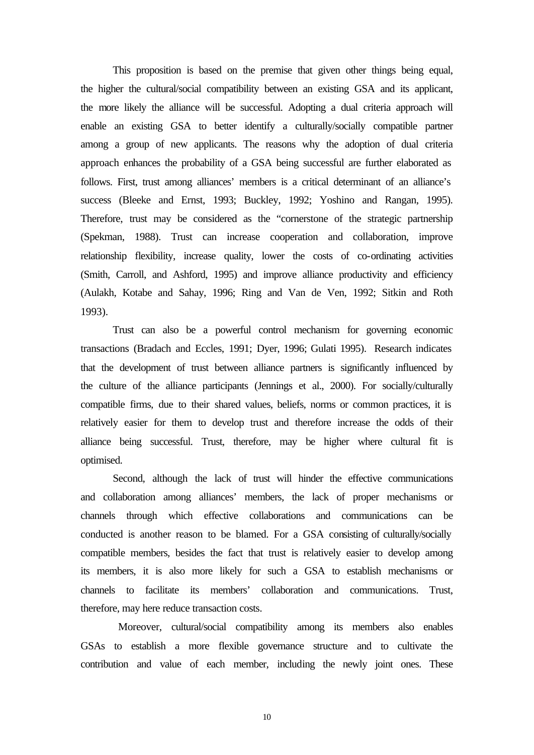This proposition is based on the premise that given other things being equal, the higher the cultural/social compatibility between an existing GSA and its applicant, the more likely the alliance will be successful. Adopting a dual criteria approach will enable an existing GSA to better identify a culturally/socially compatible partner among a group of new applicants. The reasons why the adoption of dual criteria approach enhances the probability of a GSA being successful are further elaborated as follows. First, trust among alliances' members is a critical determinant of an alliance's success (Bleeke and Ernst, 1993; Buckley, 1992; Yoshino and Rangan, 1995). Therefore, trust may be considered as the "cornerstone of the strategic partnership (Spekman, 1988). Trust can increase cooperation and collaboration, improve relationship flexibility, increase quality, lower the costs of co-ordinating activities (Smith, Carroll, and Ashford, 1995) and improve alliance productivity and efficiency (Aulakh, Kotabe and Sahay, 1996; Ring and Van de Ven, 1992; Sitkin and Roth 1993).

Trust can also be a powerful control mechanism for governing economic transactions (Bradach and Eccles, 1991; Dyer, 1996; Gulati 1995). Research indicates that the development of trust between alliance partners is significantly influenced by the culture of the alliance participants (Jennings et al., 2000). For socially/culturally compatible firms, due to their shared values, beliefs, norms or common practices, it is relatively easier for them to develop trust and therefore increase the odds of their alliance being successful. Trust, therefore, may be higher where cultural fit is optimised.

Second, although the lack of trust will hinder the effective communications and collaboration among alliances' members, the lack of proper mechanisms or channels through which effective collaborations and communications can be conducted is another reason to be blamed. For a GSA consisting of culturally/socially compatible members, besides the fact that trust is relatively easier to develop among its members, it is also more likely for such a GSA to establish mechanisms or channels to facilitate its members' collaboration and communications. Trust, therefore, may here reduce transaction costs.

Moreover, cultural/social compatibility among its members also enables GSAs to establish a more flexible governance structure and to cultivate the contribution and value of each member, including the newly joint ones. These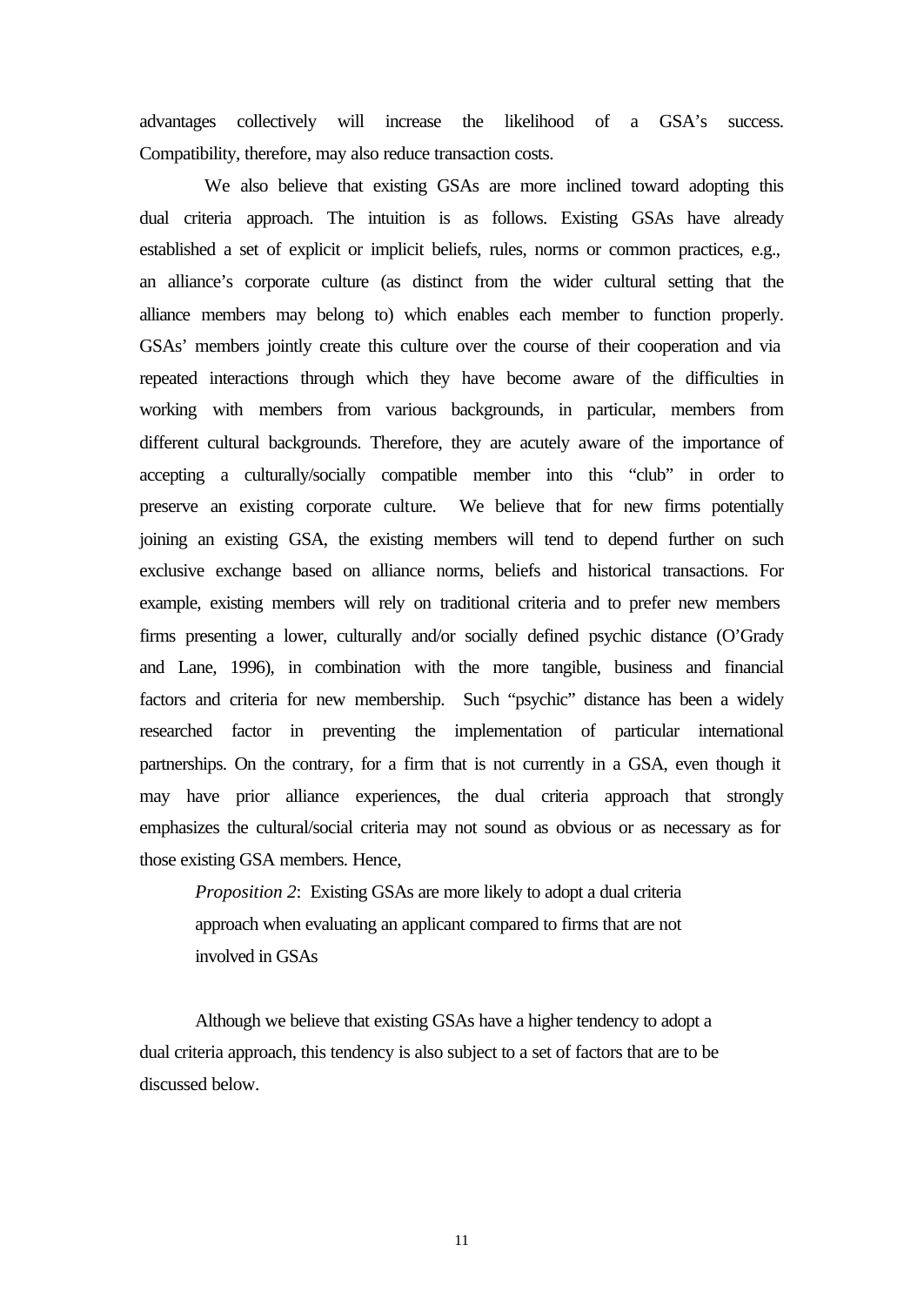advantages collectively will increase the likelihood of a GSA's success. Compatibility, therefore, may also reduce transaction costs.

We also believe that existing GSAs are more inclined toward adopting this dual criteria approach. The intuition is as follows. Existing GSAs have already established a set of explicit or implicit beliefs, rules, norms or common practices, e.g., an alliance's corporate culture (as distinct from the wider cultural setting that the alliance members may belong to) which enables each member to function properly. GSAs' members jointly create this culture over the course of their cooperation and via repeated interactions through which they have become aware of the difficulties in working with members from various backgrounds, in particular, members from different cultural backgrounds. Therefore, they are acutely aware of the importance of accepting a culturally/socially compatible member into this "club" in order to preserve an existing corporate culture. We believe that for new firms potentially joining an existing GSA, the existing members will tend to depend further on such exclusive exchange based on alliance norms, beliefs and historical transactions. For example, existing members will rely on traditional criteria and to prefer new members firms presenting a lower, culturally and/or socially defined psychic distance (O'Grady and Lane, 1996), in combination with the more tangible, business and financial factors and criteria for new membership. Such "psychic" distance has been a widely researched factor in preventing the implementation of particular international partnerships. On the contrary, for a firm that is not currently in a GSA, even though it may have prior alliance experiences, the dual criteria approach that strongly emphasizes the cultural/social criteria may not sound as obvious or as necessary as for those existing GSA members. Hence,

> *Proposition 2*: Existing GSAs are more likely to adopt a dual criteria approach when evaluating an applicant compared to firms that are not involved in GSAs

Although we believe that existing GSAs have a higher tendency to adopt a dual criteria approach, this tendency is also subject to a set of factors that are to be discussed below.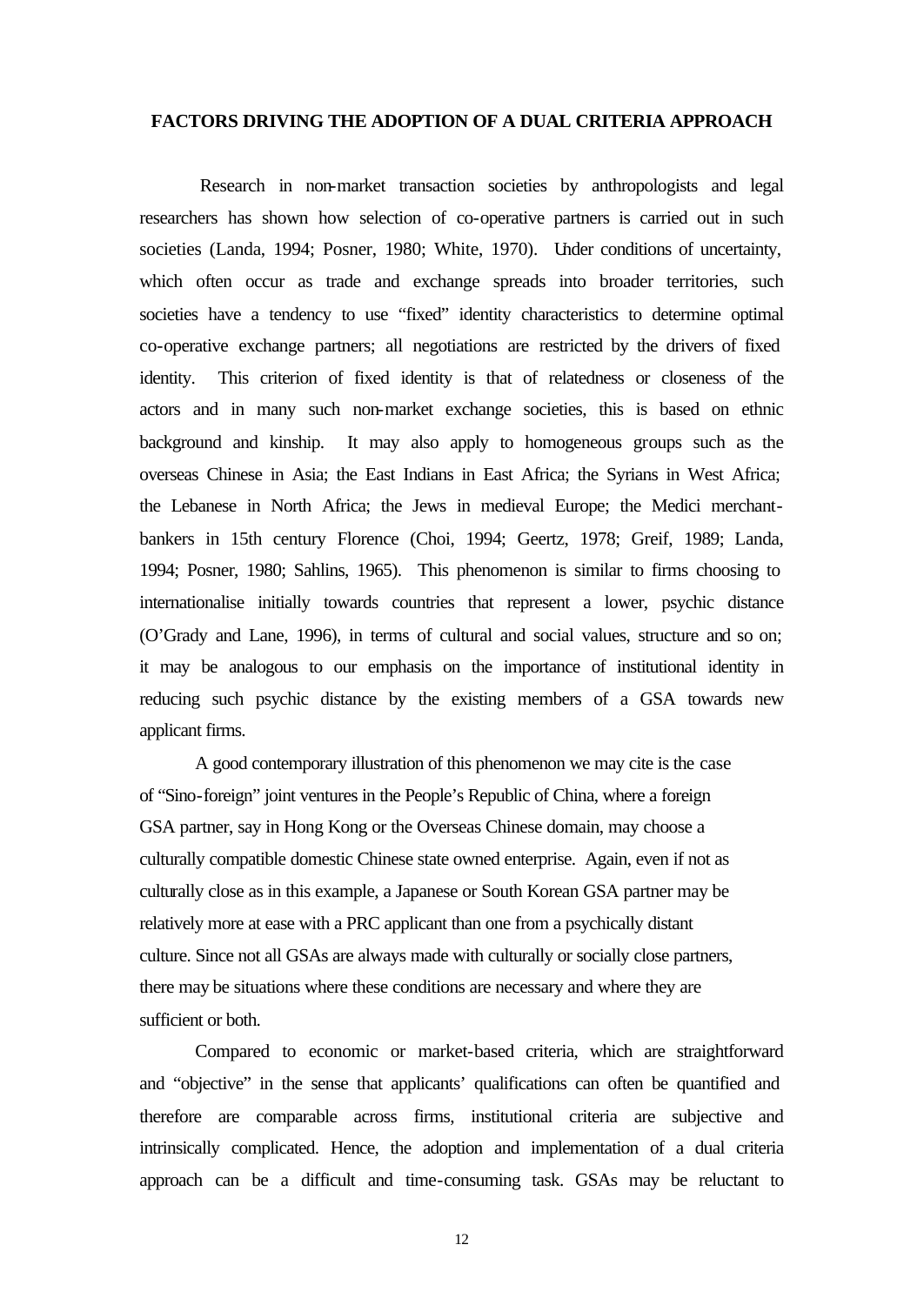**FACTORS DRIVING THE ADOPTION OF A DUAL CRITERIA APPROACH**

Research in non-market transaction societies by anthropologists and legal researchers has shown how selection of co-operative partners is carried out in such societies (Landa, 1994; Posner, 1980; White, 1970). Under conditions of uncertainty, which often occur as trade and exchange spreads into broader territories, such societies have a tendency to use "fixed" identity characteristics to determine optimal co-operative exchange partners; all negotiations are restricted by the drivers of fixed identity. This criterion of fixed identity is that of relatedness or closeness of the actors and in many such non-market exchange societies, this is based on ethnic background and kinship. It may also apply to homogeneous groups such as the overseas Chinese in Asia; the East Indians in East Africa; the Syrians in West Africa; the Lebanese in North Africa; the Jews in medieval Europe; the Medici merchant-bankers in 15th century Florence (Choi, 1994; Geertz, 1978; Greif, 1989; Landa, 1994; Posner, 1980; Sahlins, 1965). This phenomenon is similar to firms choosing to internationalise initially towards countries that represent a lower, psychic distance (O'Grady and Lane, 1996), in terms of cultural and social values, structure and so on; it may be analogous to our emphasis on the importance of institutional identity in reducing such psychic distance by the existing members of a GSA towards new applicant firms.

A good contemporary illustration of this phenomenon we may cite is the case of "Sino-foreign" joint ventures in the People's Republic of China, where a foreign GSA partner, say in Hong Kong or the Overseas Chinese domain, may choose a culturally compatible domestic Chinese state owned enterprise. Again, even if not as culturally close as in this example, a Japanese or South Korean GSA partner may be relatively more at ease with a PRC applicant than one from a psychically distant culture. Since not all GSAs are always made with culturally or socially close partners, there may be situations where these conditions are necessary and where they are sufficient or both.

Compared to economic or market-based criteria, which are straightforward and "objective" in the sense that applicants' qualifications can often be quantified and therefore are comparable across firms, institutional criteria are subjective and intrinsically complicated. Hence, the adoption and implementation of a dual criteria approach can be a difficult and time-consuming task. GSAs may be reluctant to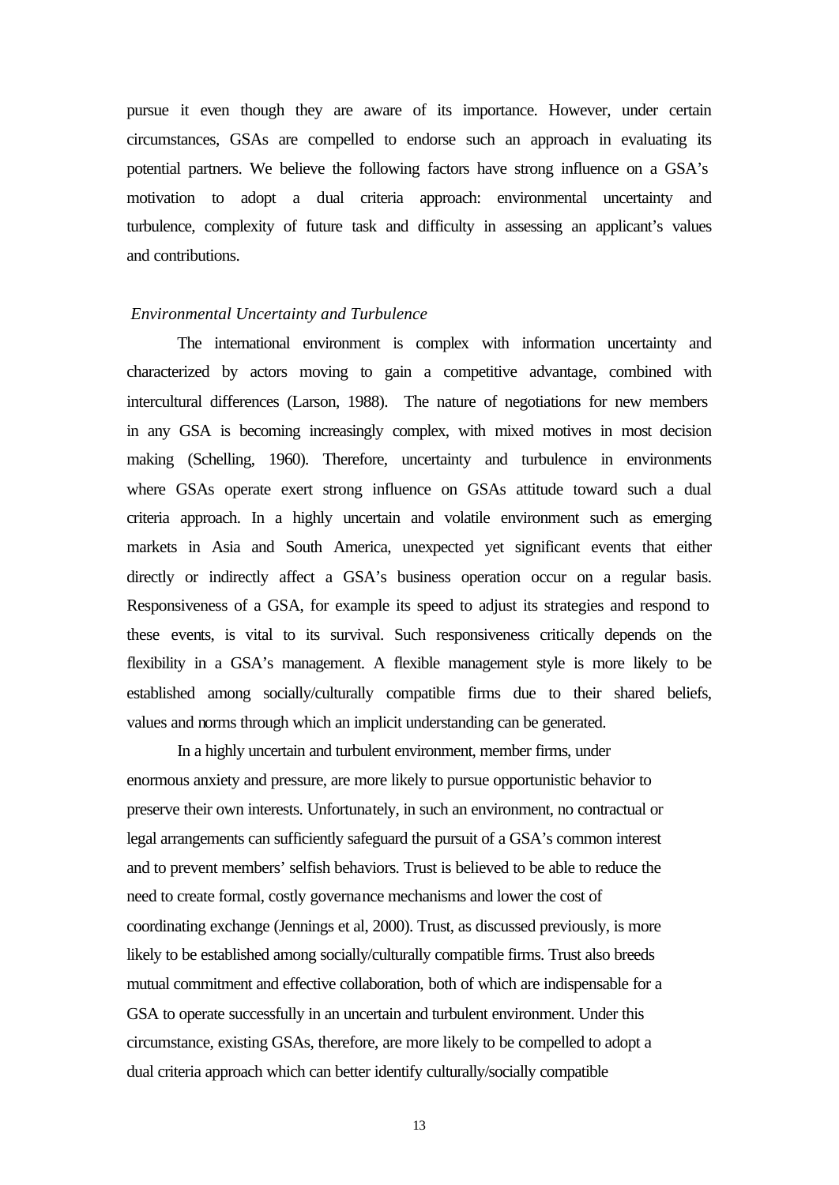pursue it even though they are aware of its importance. However, under certain circumstances, GSAs are compelled to endorse such an approach in evaluating its potential partners. We believe the following factors have strong influence on a GSA's motivation to adopt a dual criteria approach: environmental uncertainty and turbulence, complexity of future task and difficulty in assessing an applicant's values and contributions.

### *Environmental Uncertainty and Turbulence*

The international environment is complex with information uncertainty and characterized by actors moving to gain a competitive advantage, combined with intercultural differences (Larson, 1988). The nature of negotiations for new members in any GSA is becoming increasingly complex, with mixed motives in most decision making (Schelling, 1960). Therefore, uncertainty and turbulence in environments where GSAs operate exert strong influence on GSAs attitude toward such a dual criteria approach. In a highly uncertain and volatile environment such as emerging markets in Asia and South America, unexpected yet significant events that either directly or indirectly affect a GSA's business operation occur on a regular basis. Responsiveness of a GSA, for example its speed to adjust its strategies and respond to these events, is vital to its survival. Such responsiveness critically depends on the flexibility in a GSA's management. A flexible management style is more likely to be established among socially/culturally compatible firms due to their shared beliefs, values and norms through which an implicit understanding can be generated.

In a highly uncertain and turbulent environment, member firms, under enormous anxiety and pressure, are more likely to pursue opportunistic behavior to preserve their own interests. Unfortunately, in such an environment, no contractual or legal arrangements can sufficiently safeguard the pursuit of a GSA's common interest and to prevent members' selfish behaviors. Trust is believed to be able to reduce the need to create formal, costly governance mechanisms and lower the cost of coordinating exchange (Jennings et al, 2000). Trust, as discussed previously, is more likely to be established among socially/culturally compatible firms. Trust also breeds mutual commitment and effective collaboration, both of which are indispensable for a GSA to operate successfully in an uncertain and turbulent environment. Under this circumstance, existing GSAs, therefore, are more likely to be compelled to adopt a dual criteria approach which can better identify culturally/socially compatible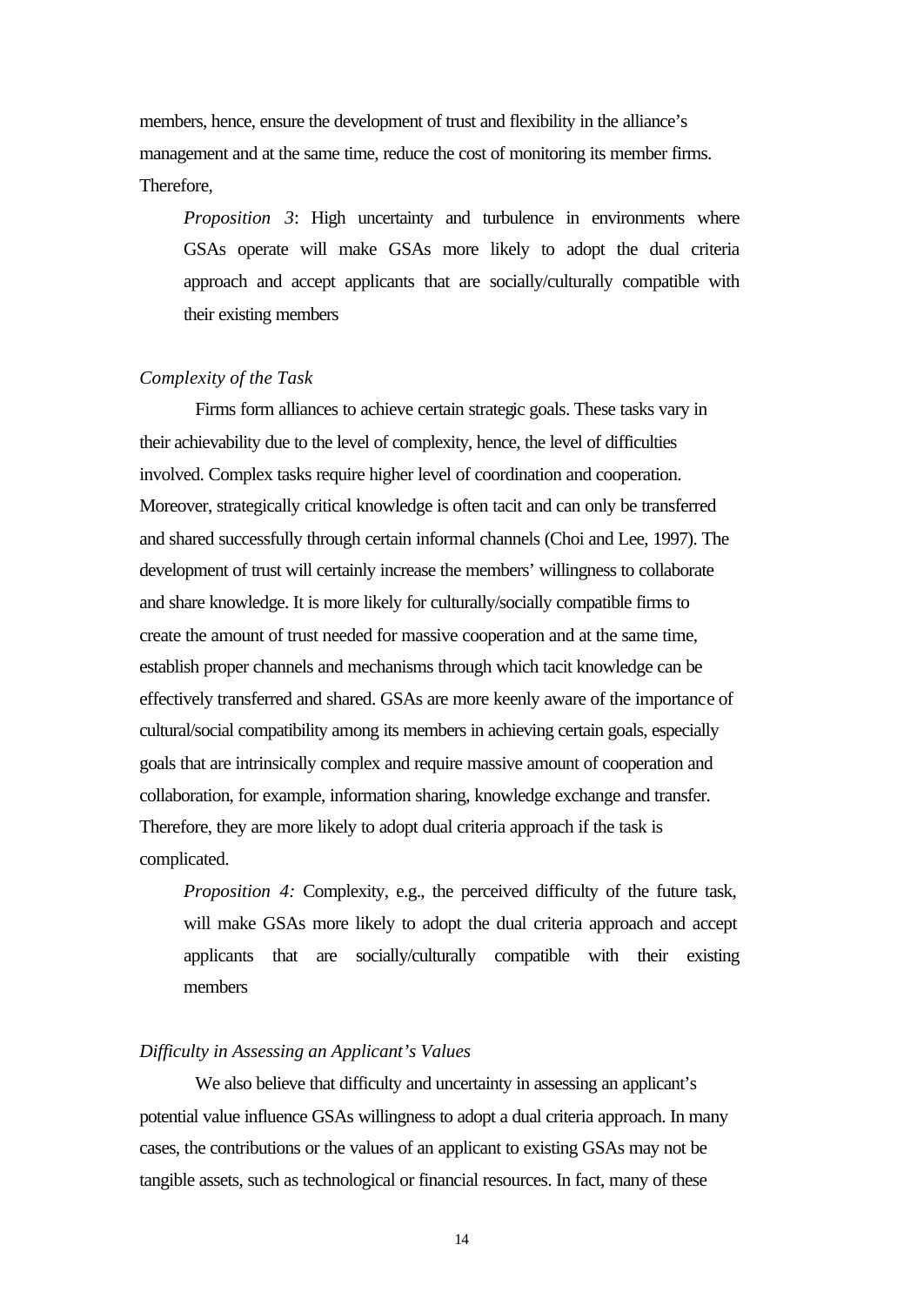members, hence, ensure the development of trust and flexibility in the alliance's management and at the same time, reduce the cost of monitoring its member firms. Therefore,

> *Proposition 3*: High uncertainty and turbulence in environments where GSAs operate will make GSAs more likely to adopt the dual criteria approach and accept applicants that are socially/culturally compatible with their existing members

### *Complexity of the Task*

Firms form alliances to achieve certain strategic goals. These tasks vary in their achievability due to the level of complexity, hence, the level of difficulties involved. Complex tasks require higher level of coordination and cooperation. Moreover, strategically critical knowledge is often tacit and can only be transferred and shared successfully through certain informal channels (Choi and Lee, 1997). The development of trust will certainly increase the members' willingness to collaborate and share knowledge. It is more likely for culturally/socially compatible firms to create the amount of trust needed for massive cooperation and at the same time, establish proper channels and mechanisms through which tacit knowledge can be effectively transferred and shared. GSAs are more keenly aware of the importance of cultural/social compatibility among its members in achieving certain goals, especially goals that are intrinsically complex and require massive amount of cooperation and collaboration, for example, information sharing, knowledge exchange and transfer. Therefore, they are more likely to adopt dual criteria approach if the task is complicated.

> *Proposition 4:* Complexity, e.g., the perceived difficulty of the future task, will make GSAs more likely to adopt the dual criteria approach and accept applicants that are socially/culturally compatible with their existing members

### *Difficulty in Assessing an Applicant's Values*

We also believe that difficulty and uncertainty in assessing an applicant's potential value influence GSAs willingness to adopt a dual criteria approach. In many cases, the contributions or the values of an applicant to existing GSAs may not be tangible assets, such as technological or financial resources. In fact, many of these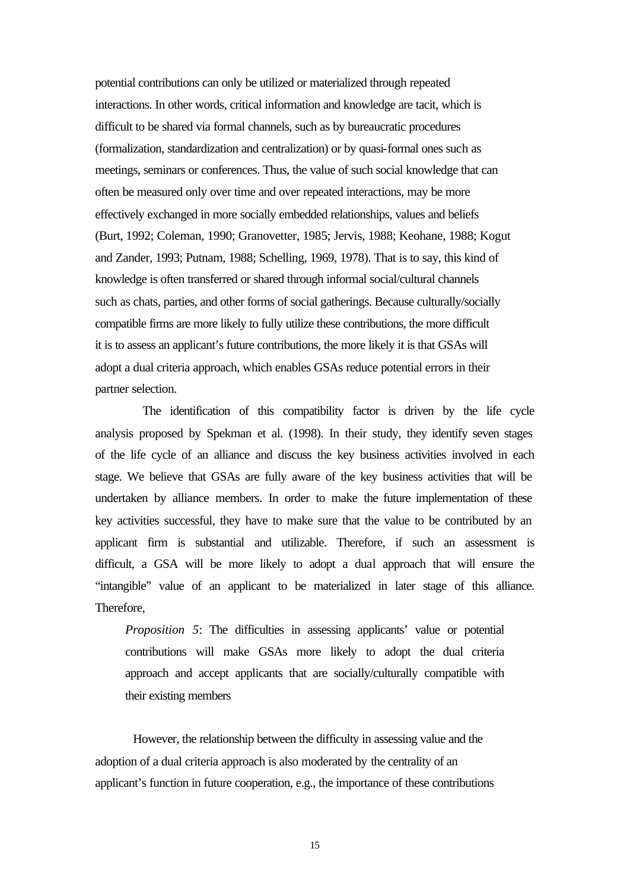potential contributions can only be utilized or materialized through repeated interactions. In other words, critical information and knowledge are tacit, which is difficult to be shared via formal channels, such as by bureaucratic procedures (formalization, standardization and centralization) or by quasi-formal ones such as meetings, seminars or conferences. Thus, the value of such social knowledge that can often be measured only over time and over repeated interactions, may be more effectively exchanged in more socially embedded relationships, values and beliefs (Burt, 1992; Coleman, 1990; Granovetter, 1985; Jervis, 1988; Keohane, 1988; Kogut and Zander, 1993; Putnam, 1988; Schelling, 1969, 1978). That is to say, this kind of knowledge is often transferred or shared through informal social/cultural channels such as chats, parties, and other forms of social gatherings. Because culturally/socially compatible firms are more likely to fully utilize these contributions, the more difficult it is to assess an applicant's future contributions, the more likely it is that GSAs will adopt a dual criteria approach, which enables GSAs reduce potential errors in their partner selection.

The identification of this compatibility factor is driven by the life cycle analysis proposed by Spekman et al. (1998). In their study, they identify seven stages of the life cycle of an alliance and discuss the key business activities involved in each stage. We believe that GSAs are fully aware of the key business activities that will be undertaken by alliance members. In order to make the future implementation of these key activities successful, they have to make sure that the value to be contributed by an applicant firm is substantial and utilizable. Therefore, if such an assessment is difficult, a GSA will be more likely to adopt a dual approach that will ensure the "intangible" value of an applicant to be materialized in later stage of this alliance. Therefore,

> *Proposition 5*: The difficulties in assessing applicants' value or potential contributions will make GSAs more likely to adopt the dual criteria approach and accept applicants that are socially/culturally compatible with their existing members

However, the relationship between the difficulty in assessing value and the adoption of a dual criteria approach is also moderated by the centrality of an applicant's function in future cooperation, e.g., the importance of these contributions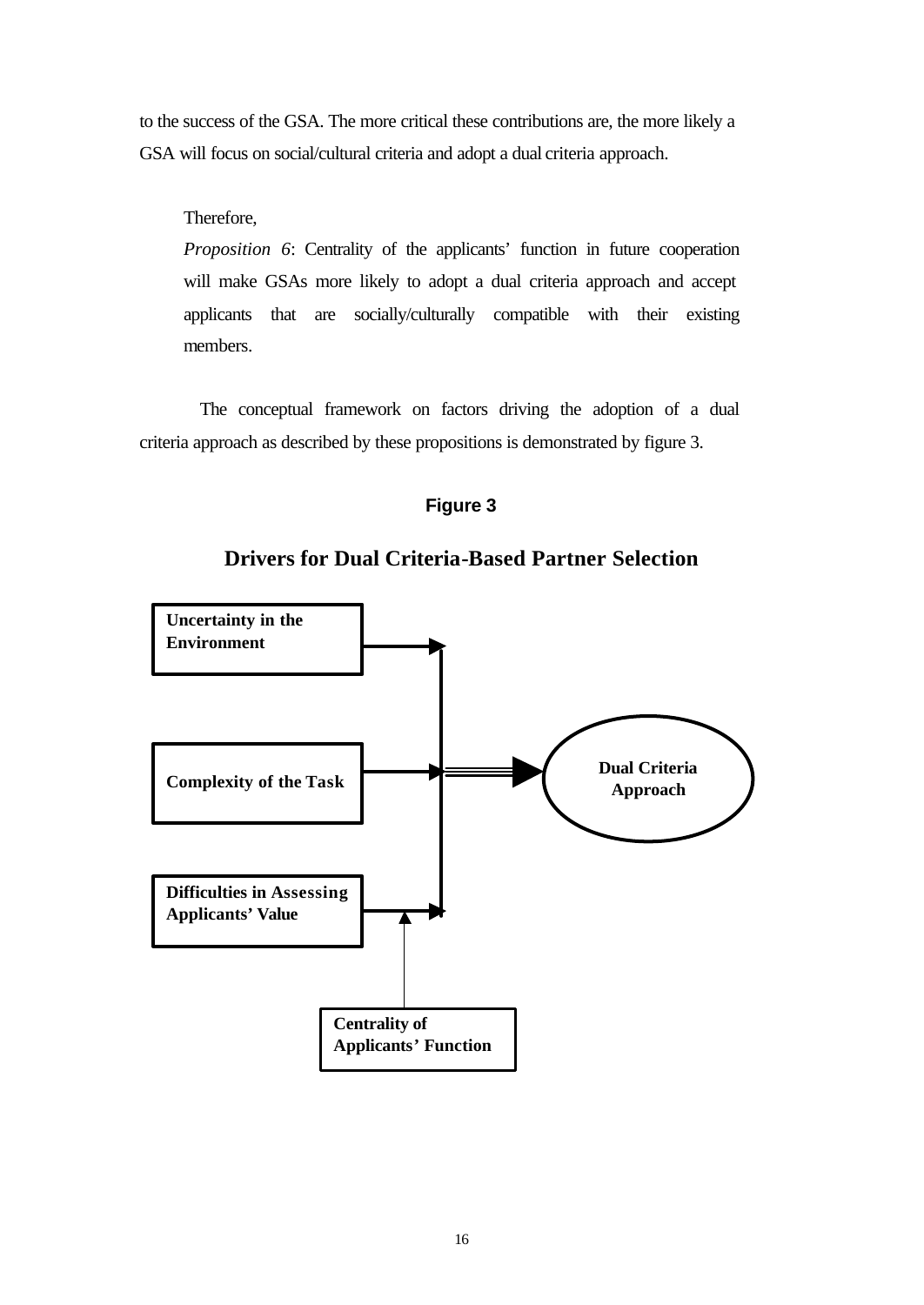to the success of the GSA. The more critical these contributions are, the more likely a GSA will focus on social/cultural criteria and adopt a dual criteria approach.

Therefore,

*Proposition 6*: Centrality of the applicants' function in future cooperation will make GSAs more likely to adopt a dual criteria approach and accept applicants that are socially/culturally compatible with their existing members.

The conceptual framework on factors driving the adoption of a dual criteria approach as described by these propositions is demonstrated by figure 3.

**Figure 3**

**Drivers for Dual Criteria-Based Partner Selection**

**Uncertainty in the Environment**

**Complexity of the Task**

**Difficulties in Assessing Applicants' Value**

**Centrality of Applicants' Function**

**Dual Criteria Approach**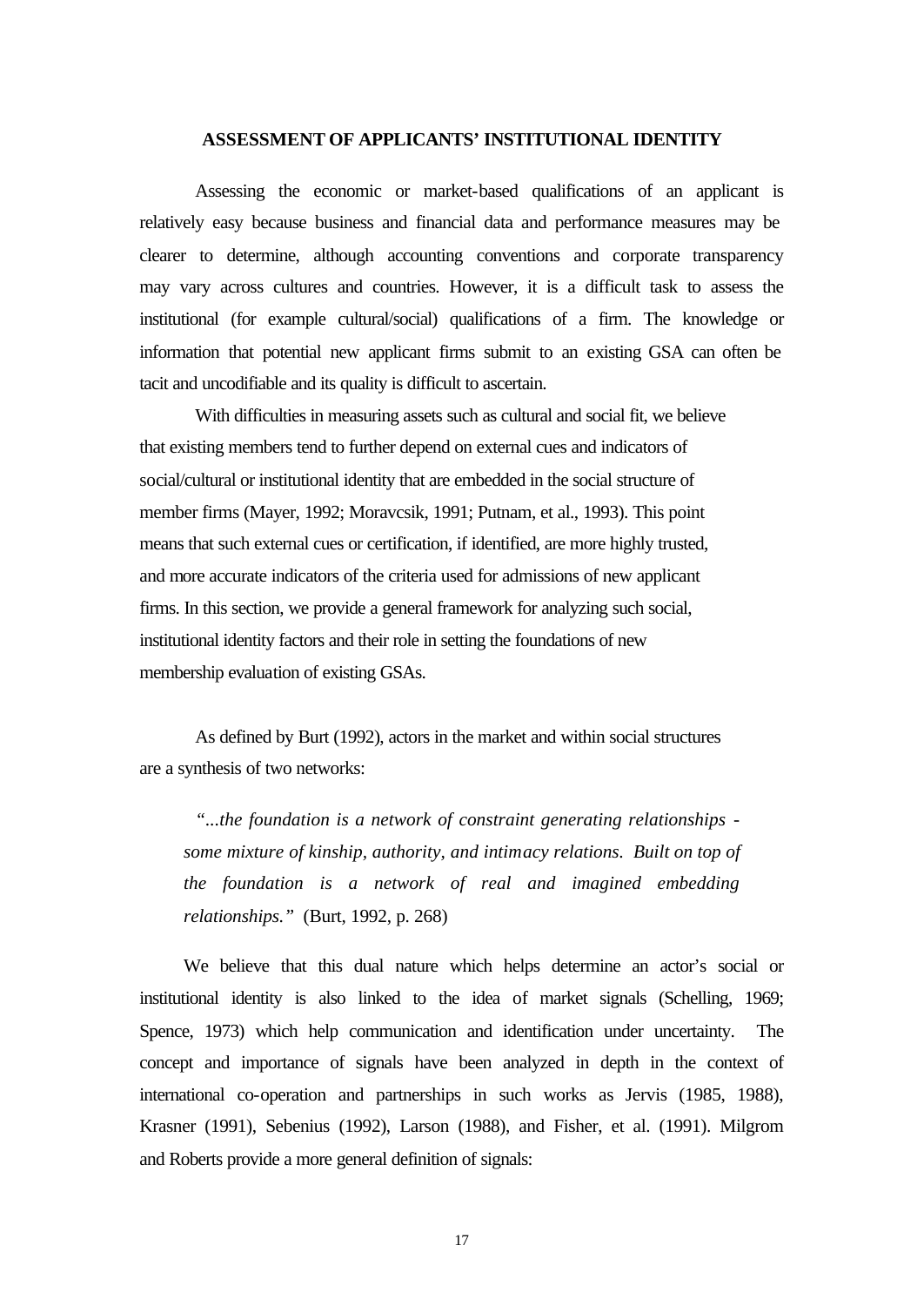## ASSESSMENT OF APPLICANTS' INSTITUTIONAL IDENTITY

Assessing the economic or market-based qualifications of an applicant is relatively easy because business and financial data and performance measures may be clearer to determine, although accounting conventions and corporate transparency may vary across cultures and countries. However, it is a difficult task to assess the institutional (for example cultural/social) qualifications of a firm. The knowledge or information that potential new applicant firms submit to an existing GSA can often be tacit and uncodifiable and its quality is difficult to ascertain.

With difficulties in measuring assets such as cultural and social fit, we believe that existing members tend to further depend on external cues and indicators of social/cultural or institutional identity that are embedded in the social structure of member firms (Mayer, 1992; Moravcsik, 1991; Putnam, et al., 1993). This point means that such external cues or certification, if identified, are more highly trusted, and more accurate indicators of the criteria used for admissions of new applicant firms. In this section, we provide a general framework for analyzing such social, institutional identity factors and their role in setting the foundations of new membership evaluation of existing GSAs.

As defined by Burt (1992), actors in the market and within social structures are a synthesis of two networks:

> *"...the foundation is a network of constraint generating relationships - some mixture of kinship, authority, and intimacy relations. Built on top of the foundation is a network of real and imagined embedding relationships."* (Burt, 1992, p. 268)

We believe that this dual nature which helps determine an actor's social or institutional identity is also linked to the idea of market signals (Schelling, 1969; Spence, 1973) which help communication and identification under uncertainty. The concept and importance of signals have been analyzed in depth in the context of international co-operation and partnerships in such works as Jervis (1985, 1988), Krasner (1991), Sebenius (1992), Larson (1988), and Fisher, et al. (1991). Milgrom and Roberts provide a more general definition of signals: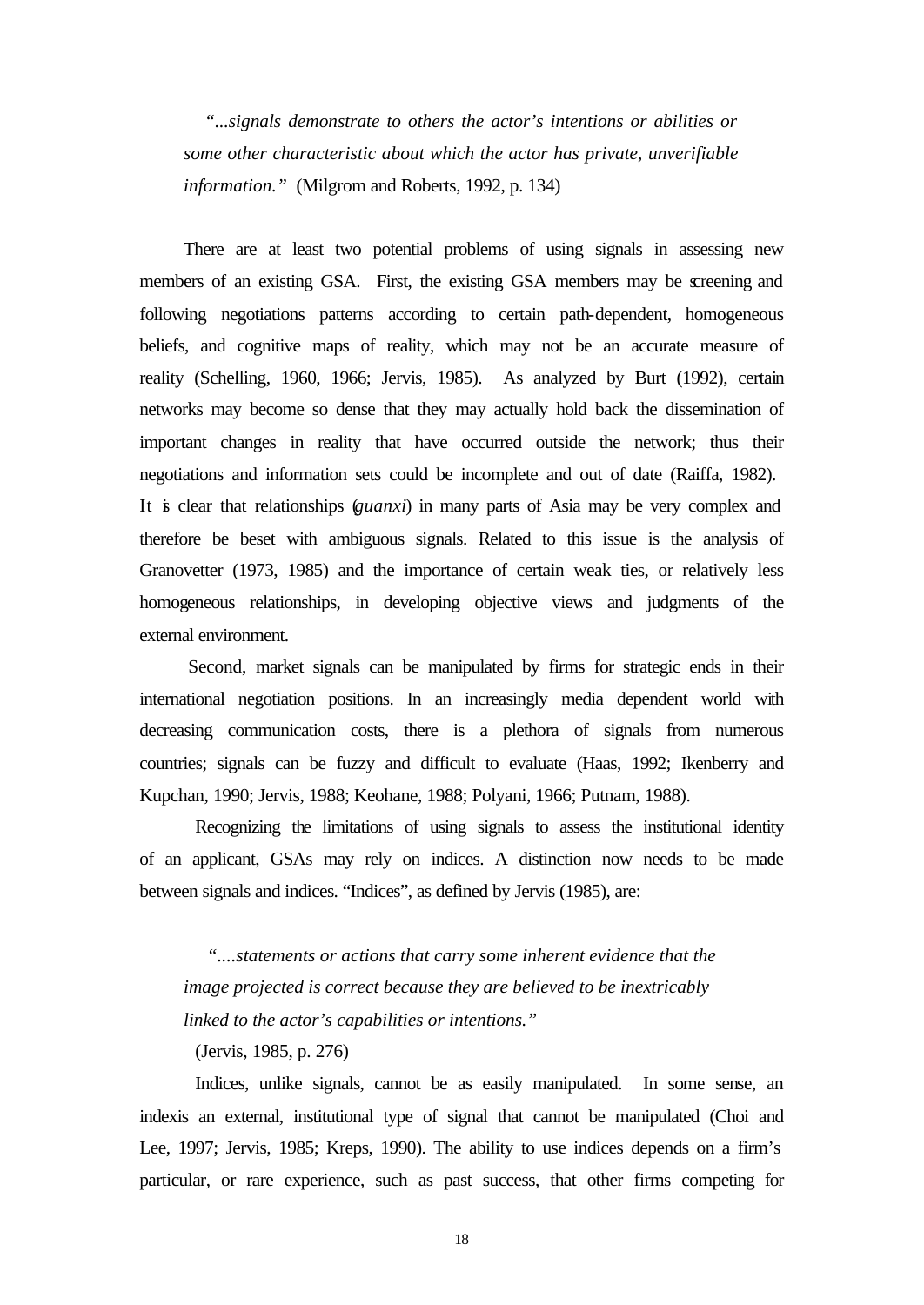> *"...signals demonstrate to others the actor's intentions or abilities or some other characteristic about which the actor has private, unverifiable information."* (Milgrom and Roberts, 1992, p. 134)

There are at least two potential problems of using signals in assessing new members of an existing GSA. First, the existing GSA members may be screening and following negotiations patterns according to certain path-dependent, homogeneous beliefs, and cognitive maps of reality, which may not be an accurate measure of reality (Schelling, 1960, 1966; Jervis, 1985). As analyzed by Burt (1992), certain networks may become so dense that they may actually hold back the dissemination of important changes in reality that have occurred outside the network; thus their negotiations and information sets could be incomplete and out of date (Raiffa, 1982). It is clear that relationships (*guanxi*) in many parts of Asia may be very complex and therefore be beset with ambiguous signals. Related to this issue is the analysis of Granovetter (1973, 1985) and the importance of certain weak ties, or relatively less homogeneous relationships, in developing objective views and judgments of the external environment.

Second, market signals can be manipulated by firms for strategic ends in their international negotiation positions. In an increasingly media dependent world with decreasing communication costs, there is a plethora of signals from numerous countries; signals can be fuzzy and difficult to evaluate (Haas, 1992; Ikenberry and Kupchan, 1990; Jervis, 1988; Keohane, 1988; Polyani, 1966; Putnam, 1988).

Recognizing the limitations of using signals to assess the institutional identity of an applicant, GSAs may rely on indices. A distinction now needs to be made between signals and indices. "Indices", as defined by Jervis (1985), are:

> *"....statements or actions that carry some inherent evidence that the image projected is correct because they are believed to be inextricably linked to the actor's capabilities or intentions."*
>
> (Jervis, 1985, p. 276)

Indices, unlike signals, cannot be as easily manipulated. In some sense, an indexis an external, institutional type of signal that cannot be manipulated (Choi and Lee, 1997; Jervis, 1985; Kreps, 1990). The ability to use indices depends on a firm's particular, or rare experience, such as past success, that other firms competing for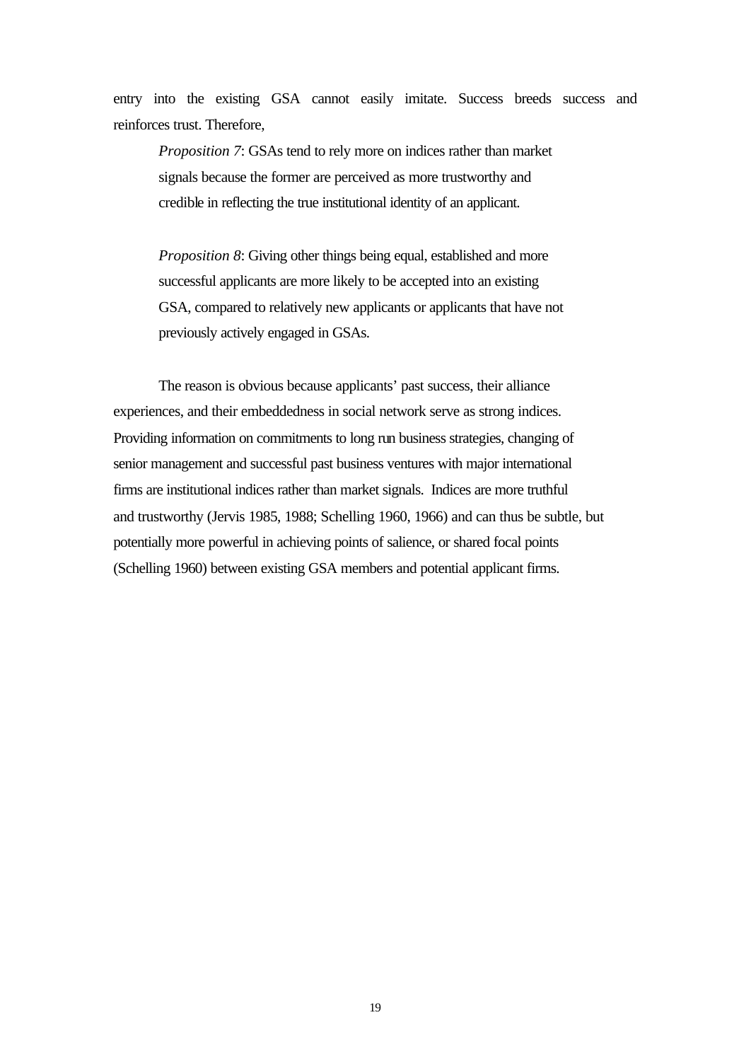entry into the existing GSA cannot easily imitate. Success breeds success and reinforces trust. Therefore,

> *Proposition 7*: GSAs tend to rely more on indices rather than market signals because the former are perceived as more trustworthy and credible in reflecting the true institutional identity of an applicant.

> *Proposition 8*: Giving other things being equal, established and more successful applicants are more likely to be accepted into an existing GSA, compared to relatively new applicants or applicants that have not previously actively engaged in GSAs.

The reason is obvious because applicants' past success, their alliance experiences, and their embeddedness in social network serve as strong indices. Providing information on commitments to long run business strategies, changing of senior management and successful past business ventures with major international firms are institutional indices rather than market signals. Indices are more truthful and trustworthy (Jervis 1985, 1988; Schelling 1960, 1966) and can thus be subtle, but potentially more powerful in achieving points of salience, or shared focal points (Schelling 1960) between existing GSA members and potential applicant firms.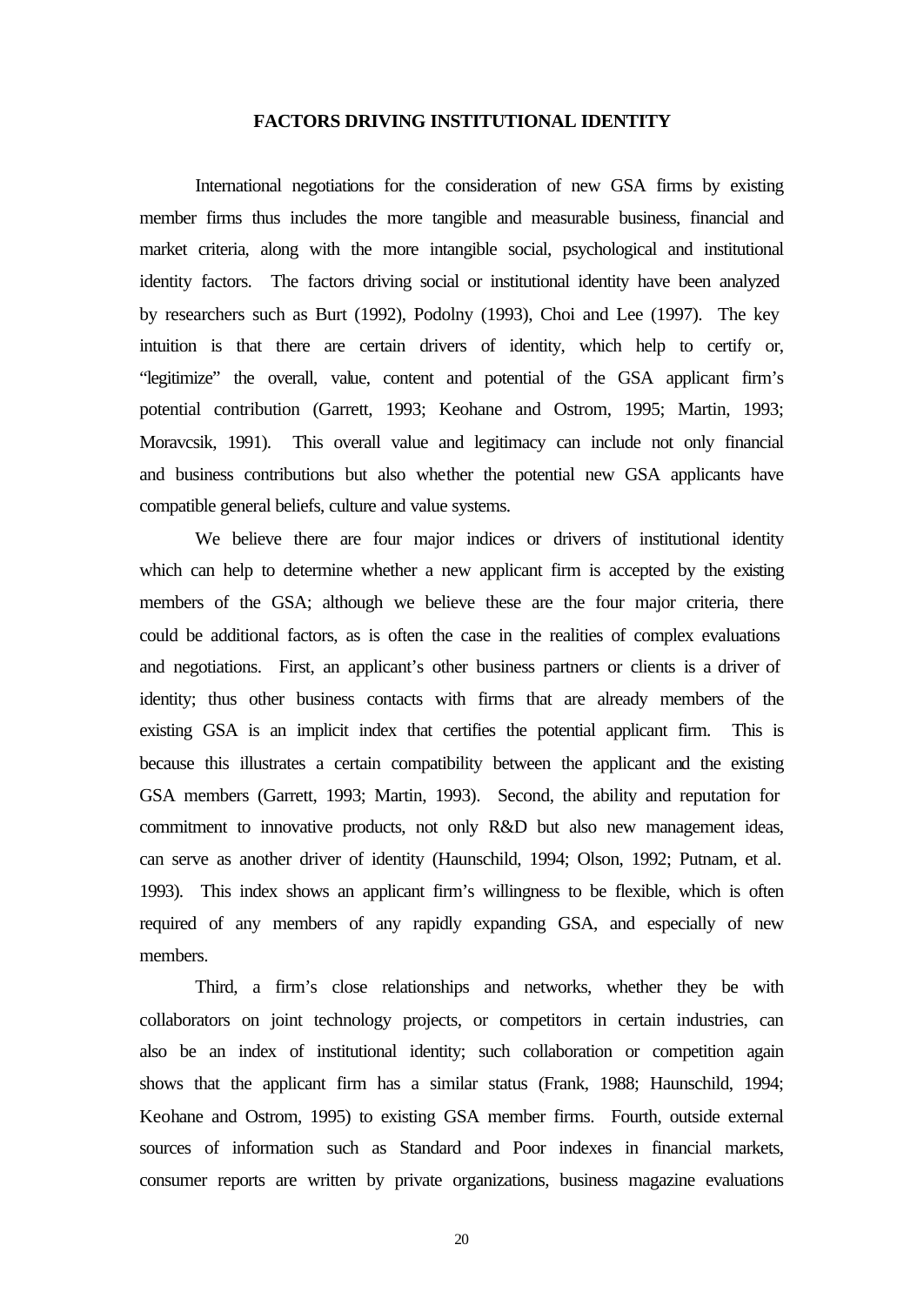## FACTORS DRIVING INSTITUTIONAL IDENTITY

International negotiations for the consideration of new GSA firms by existing member firms thus includes the more tangible and measurable business, financial and market criteria, along with the more intangible social, psychological and institutional identity factors. The factors driving social or institutional identity have been analyzed by researchers such as Burt (1992), Podolny (1993), Choi and Lee (1997). The key intuition is that there are certain drivers of identity, which help to certify or, "legitimize" the overall, value, content and potential of the GSA applicant firm's potential contribution (Garrett, 1993; Keohane and Ostrom, 1995; Martin, 1993; Moravcsik, 1991). This overall value and legitimacy can include not only financial and business contributions but also whether the potential new GSA applicants have compatible general beliefs, culture and value systems.

We believe there are four major indices or drivers of institutional identity which can help to determine whether a new applicant firm is accepted by the existing members of the GSA; although we believe these are the four major criteria, there could be additional factors, as is often the case in the realities of complex evaluations and negotiations. First, an applicant's other business partners or clients is a driver of identity; thus other business contacts with firms that are already members of the existing GSA is an implicit index that certifies the potential applicant firm. This is because this illustrates a certain compatibility between the applicant and the existing GSA members (Garrett, 1993; Martin, 1993). Second, the ability and reputation for commitment to innovative products, not only R&D but also new management ideas, can serve as another driver of identity (Haunschild, 1994; Olson, 1992; Putnam, et al. 1993). This index shows an applicant firm's willingness to be flexible, which is often required of any members of any rapidly expanding GSA, and especially of new members.

Third, a firm's close relationships and networks, whether they be with collaborators on joint technology projects, or competitors in certain industries, can also be an index of institutional identity; such collaboration or competition again shows that the applicant firm has a similar status (Frank, 1988; Haunschild, 1994; Keohane and Ostrom, 1995) to existing GSA member firms. Fourth, outside external sources of information such as Standard and Poor indexes in financial markets, consumer reports are written by private organizations, business magazine evaluations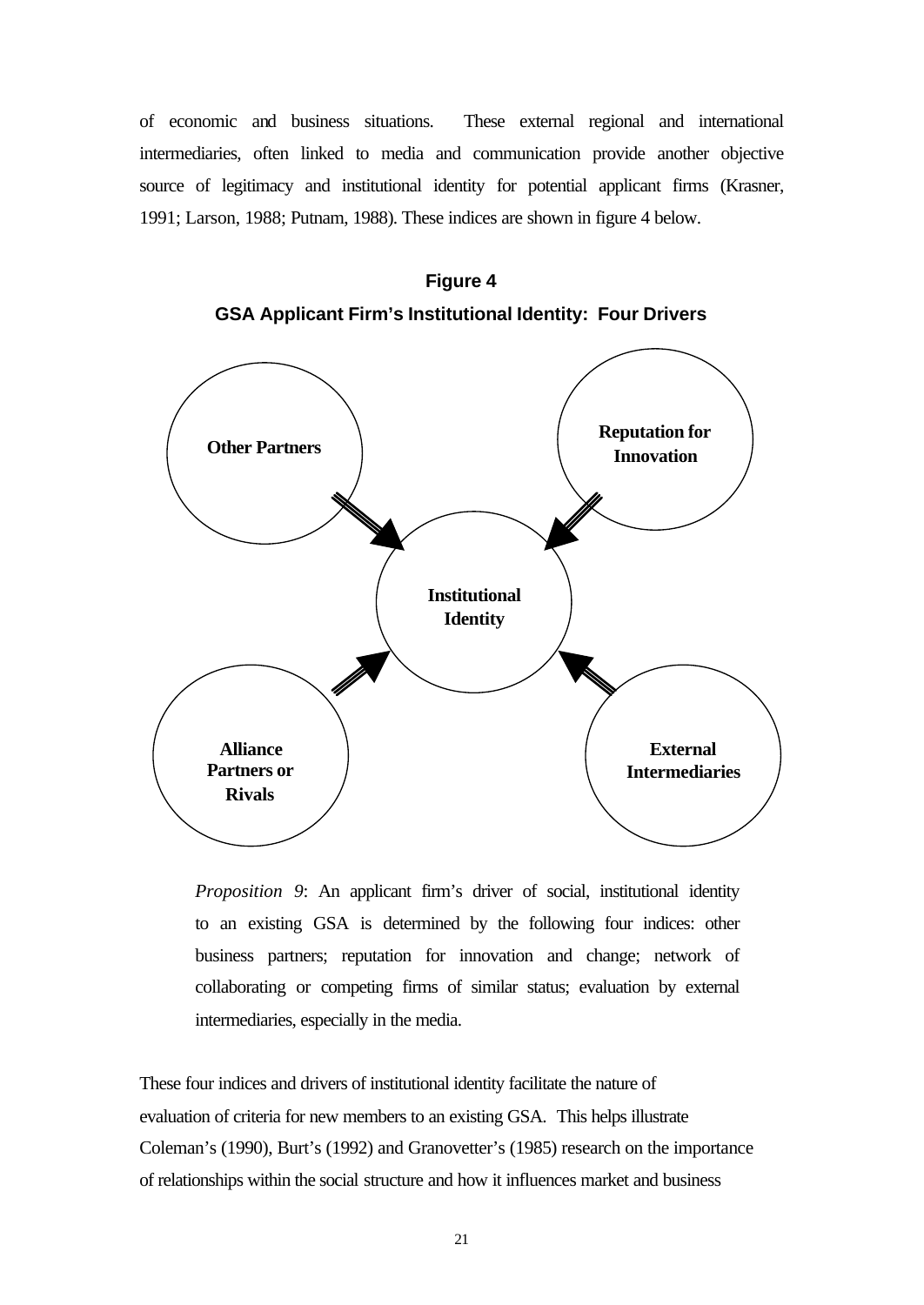of economic and business situations. These external regional and international intermediaries, often linked to media and communication provide another objective source of legitimacy and institutional identity for potential applicant firms (Krasner, 1991; Larson, 1988; Putnam, 1988). These indices are shown in figure 4 below.

**Figure 4**

**GSA Applicant Firm's Institutional Identity: Four Drivers**

Other Partners

Reputation for Innovation

Institutional Identity

Alliance Partners or Rivals

External Intermediaries

> *Proposition 9*: An applicant firm's driver of social, institutional identity to an existing GSA is determined by the following four indices: other business partners; reputation for innovation and change; network of collaborating or competing firms of similar status; evaluation by external intermediaries, especially in the media.

These four indices and drivers of institutional identity facilitate the nature of evaluation of criteria for new members to an existing GSA. This helps illustrate Coleman's (1990), Burt's (1992) and Granovetter's (1985) research on the importance of relationships within the social structure and how it influences market and business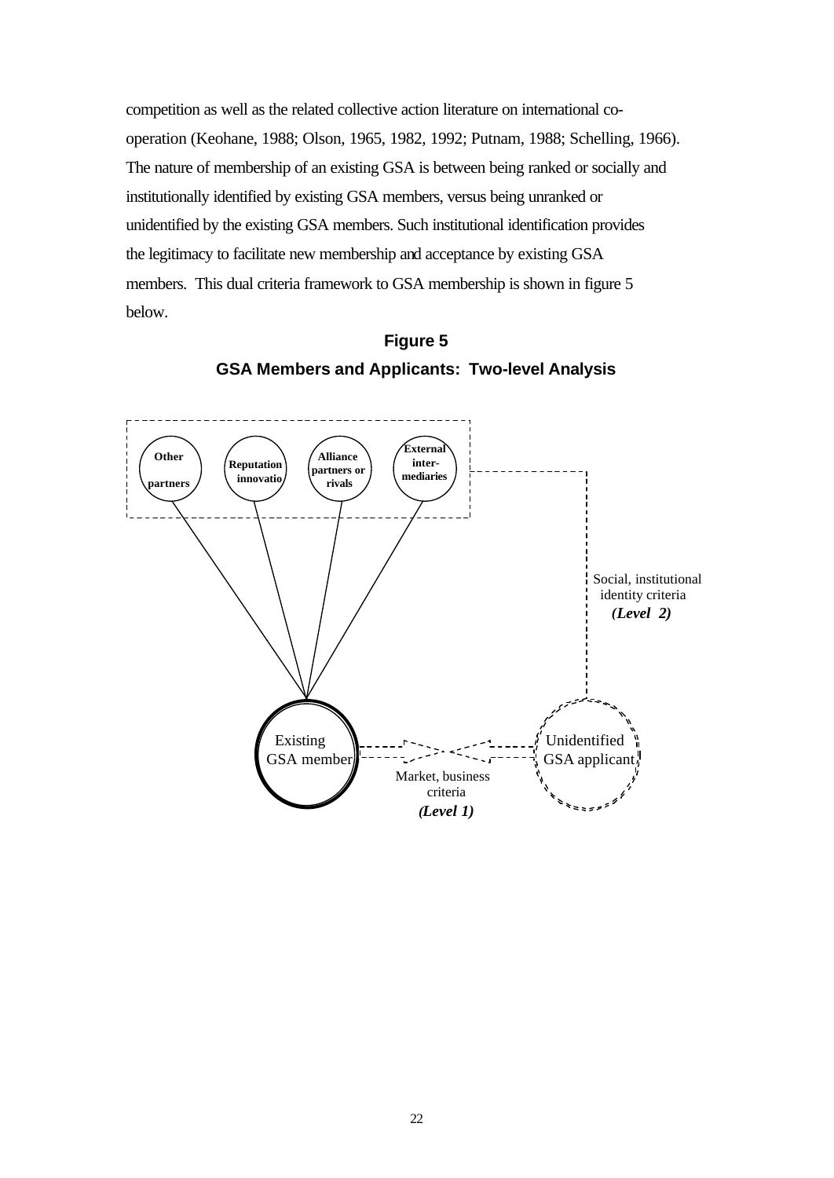competition as well as the related collective action literature on international co-operation (Keohane, 1988; Olson, 1965, 1982, 1992; Putnam, 1988; Schelling, 1966). The nature of membership of an existing GSA is between being ranked or socially and institutionally identified by existing GSA members, versus being unranked or unidentified by the existing GSA members. Such institutional identification provides the legitimacy to facilitate new membership and acceptance by existing GSA members. This dual criteria framework to GSA membership is shown in figure 5 below.

**Figure 5**

**GSA Members and Applicants: Two-level Analysis**

Other partners

Reputation innovatio

Alliance partners or rivals

External inter-mediaries

Social, institutional identity criteria
***(Level 2)***

Existing GSA member

Unidentified GSA applicant

Market, business criteria
***(Level 1)***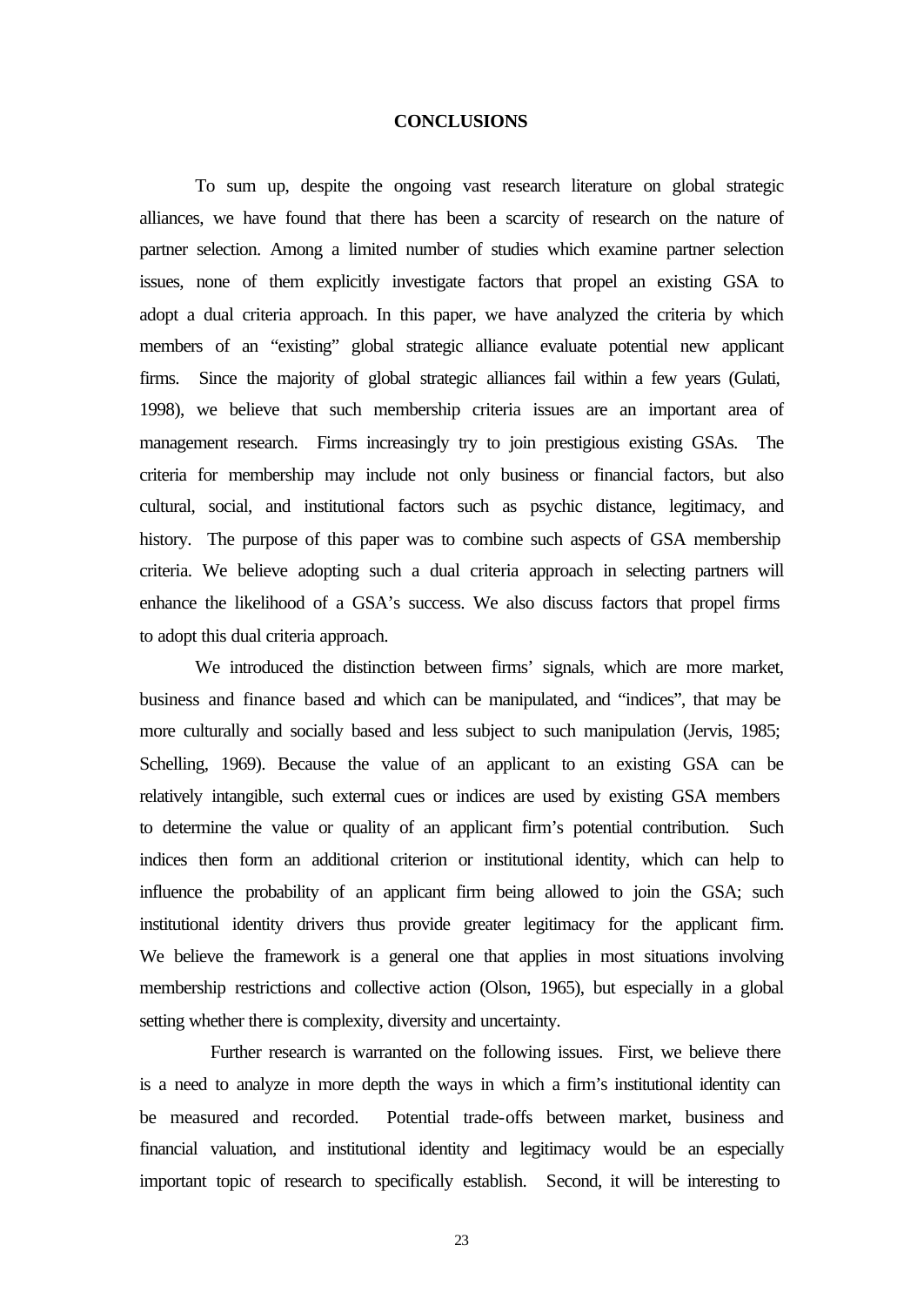# CONCLUSIONS

To sum up, despite the ongoing vast research literature on global strategic alliances, we have found that there has been a scarcity of research on the nature of partner selection. Among a limited number of studies which examine partner selection issues, none of them explicitly investigate factors that propel an existing GSA to adopt a dual criteria approach. In this paper, we have analyzed the criteria by which members of an "existing" global strategic alliance evaluate potential new applicant firms. Since the majority of global strategic alliances fail within a few years (Gulati, 1998), we believe that such membership criteria issues are an important area of management research. Firms increasingly try to join prestigious existing GSAs. The criteria for membership may include not only business or financial factors, but also cultural, social, and institutional factors such as psychic distance, legitimacy, and history. The purpose of this paper was to combine such aspects of GSA membership criteria. We believe adopting such a dual criteria approach in selecting partners will enhance the likelihood of a GSA's success. We also discuss factors that propel firms to adopt this dual criteria approach.

We introduced the distinction between firms' signals, which are more market, business and finance based and which can be manipulated, and "indices", that may be more culturally and socially based and less subject to such manipulation (Jervis, 1985; Schelling, 1969). Because the value of an applicant to an existing GSA can be relatively intangible, such external cues or indices are used by existing GSA members to determine the value or quality of an applicant firm's potential contribution. Such indices then form an additional criterion or institutional identity, which can help to influence the probability of an applicant firm being allowed to join the GSA; such institutional identity drivers thus provide greater legitimacy for the applicant firm. We believe the framework is a general one that applies in most situations involving membership restrictions and collective action (Olson, 1965), but especially in a global setting whether there is complexity, diversity and uncertainty.

Further research is warranted on the following issues. First, we believe there is a need to analyze in more depth the ways in which a firm's institutional identity can be measured and recorded. Potential trade-offs between market, business and financial valuation, and institutional identity and legitimacy would be an especially important topic of research to specifically establish. Second, it will be interesting to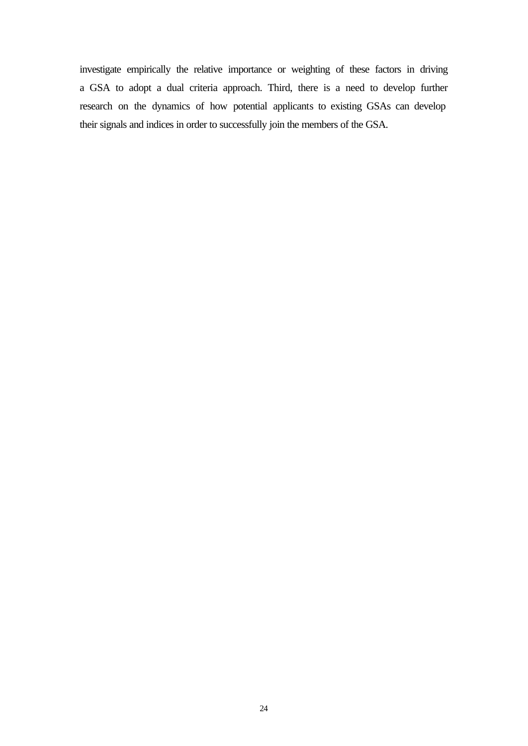investigate empirically the relative importance or weighting of these factors in driving a GSA to adopt a dual criteria approach. Third, there is a need to develop further research on the dynamics of how potential applicants to existing GSAs can develop their signals and indices in order to successfully join the members of the GSA.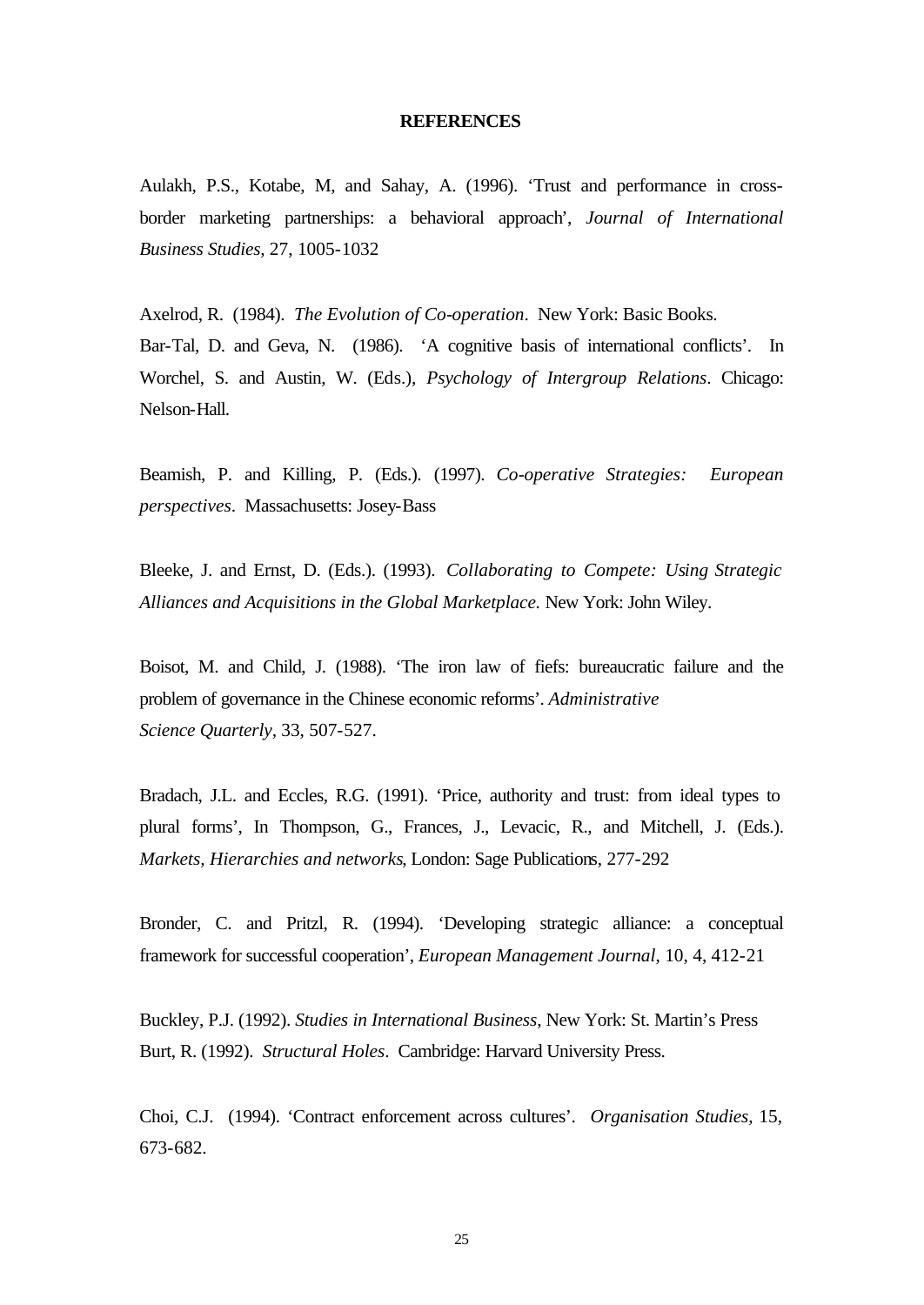**REFERENCES**

Aulakh, P.S., Kotabe, M, and Sahay, A. (1996). 'Trust and performance in cross-border marketing partnerships: a behavioral approach', *Journal of International Business Studies*, 27, 1005-1032

Axelrod, R. (1984). *The Evolution of Co-operation*. New York: Basic Books.

Bar-Tal, D. and Geva, N. (1986). 'A cognitive basis of international conflicts'. In Worchel, S. and Austin, W. (Eds.), *Psychology of Intergroup Relations*. Chicago: Nelson-Hall.

Beamish, P. and Killing, P. (Eds.). (1997). *Co-operative Strategies: European perspectives*. Massachusetts: Josey-Bass

Bleeke, J. and Ernst, D. (Eds.). (1993). *Collaborating to Compete: Using Strategic Alliances and Acquisitions in the Global Marketplace.* New York: John Wiley.

Boisot, M. and Child, J. (1988). 'The iron law of fiefs: bureaucratic failure and the problem of governance in the Chinese economic reforms'. *Administrative Science Quarterly*, 33, 507-527.

Bradach, J.L. and Eccles, R.G. (1991). 'Price, authority and trust: from ideal types to plural forms', In Thompson, G., Frances, J., Levacic, R., and Mitchell, J. (Eds.). *Markets, Hierarchies and networks*, London: Sage Publications, 277-292

Bronder, C. and Pritzl, R. (1994). 'Developing strategic alliance: a conceptual framework for successful cooperation', *European Management Journal*, 10, 4, 412-21

Buckley, P.J. (1992). *Studies in International Business*, New York: St. Martin's Press

Burt, R. (1992). *Structural Holes*. Cambridge: Harvard University Press.

Choi, C.J. (1994). 'Contract enforcement across cultures'. *Organisation Studies*, 15, 673-682.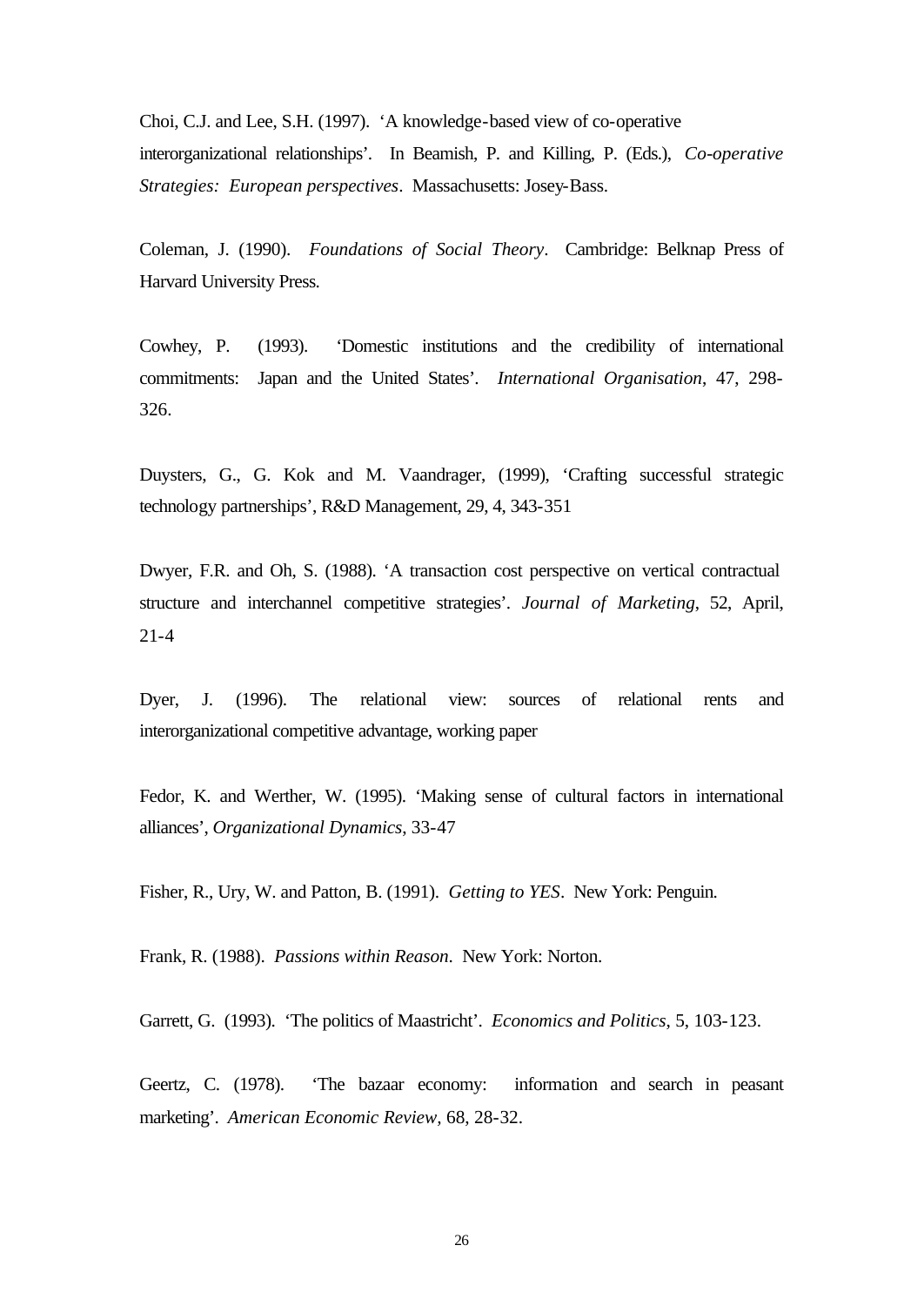Choi, C.J. and Lee, S.H. (1997). 'A knowledge-based view of co-operative interorganizational relationships'. In Beamish, P. and Killing, P. (Eds.), *Co-operative Strategies: European perspectives*. Massachusetts: Josey-Bass.

Coleman, J. (1990). *Foundations of Social Theory*. Cambridge: Belknap Press of Harvard University Press.

Cowhey, P. (1993). 'Domestic institutions and the credibility of international commitments: Japan and the United States'. *International Organisation*, 47, 298-326.

Duysters, G., G. Kok and M. Vaandrager, (1999), 'Crafting successful strategic technology partnerships', R&D Management, 29, 4, 343-351

Dwyer, F.R. and Oh, S. (1988). 'A transaction cost perspective on vertical contractual structure and interchannel competitive strategies'. *Journal of Marketing*, 52, April, 21-4

Dyer, J. (1996). The relational view: sources of relational rents and interorganizational competitive advantage, working paper

Fedor, K. and Werther, W. (1995). 'Making sense of cultural factors in international alliances', *Organizational Dynamics*, 33-47

Fisher, R., Ury, W. and Patton, B. (1991). *Getting to YES*. New York: Penguin.

Frank, R. (1988). *Passions within Reason*. New York: Norton.

Garrett, G. (1993). 'The politics of Maastricht'. *Economics and Politics*, 5, 103-123.

Geertz, C. (1978). 'The bazaar economy: information and search in peasant marketing'. *American Economic Review*, 68, 28-32.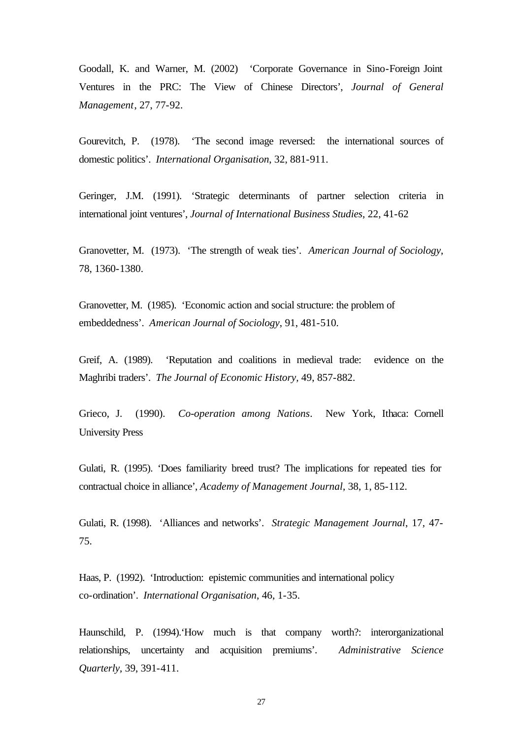Goodall, K. and Warner, M. (2002) 'Corporate Governance in Sino-Foreign Joint Ventures in the PRC: The View of Chinese Directors', *Journal of General Management*, 27, 77-92.

Gourevitch, P. (1978). 'The second image reversed: the international sources of domestic politics'. *International Organisation*, 32, 881-911.

Geringer, J.M. (1991). 'Strategic determinants of partner selection criteria in international joint ventures', *Journal of International Business Studies*, 22, 41-62

Granovetter, M. (1973). 'The strength of weak ties'. *American Journal of Sociology*, 78, 1360-1380.

Granovetter, M. (1985). 'Economic action and social structure: the problem of embeddedness'. *American Journal of Sociology*, 91, 481-510.

Greif, A. (1989). 'Reputation and coalitions in medieval trade: evidence on the Maghribi traders'. *The Journal of Economic History*, 49, 857-882.

Grieco, J. (1990). *Co-operation among Nations*. New York, Ithaca: Cornell University Press

Gulati, R. (1995). 'Does familiarity breed trust? The implications for repeated ties for contractual choice in alliance', *Academy of Management Journal*, 38, 1, 85-112.

Gulati, R. (1998). 'Alliances and networks'. *Strategic Management Journal*, 17, 47-75.

Haas, P. (1992). 'Introduction: epistemic communities and international policy co-ordination'. *International Organisation*, 46, 1-35.

Haunschild, P. (1994).'How much is that company worth?: interorganizational relationships, uncertainty and acquisition premiums'. *Administrative Science Quarterly*, 39, 391-411.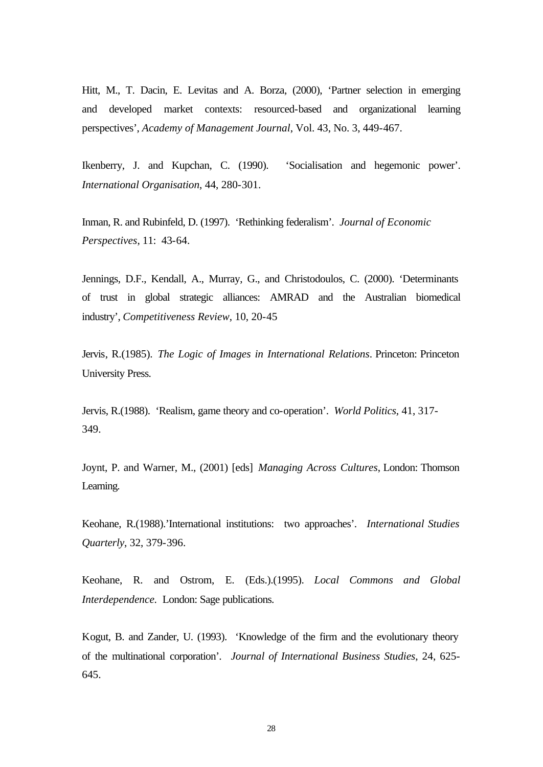Hitt, M., T. Dacin, E. Levitas and A. Borza, (2000), 'Partner selection in emerging and developed market contexts: resourced-based and organizational learning perspectives', *Academy of Management Journal*, Vol. 43, No. 3, 449-467.

Ikenberry, J. and Kupchan, C. (1990). 'Socialisation and hegemonic power'. *International Organisation*, 44, 280-301.

Inman, R. and Rubinfeld, D. (1997). 'Rethinking federalism'. *Journal of Economic Perspectives*, 11: 43-64.

Jennings, D.F., Kendall, A., Murray, G., and Christodoulos, C. (2000). 'Determinants of trust in global strategic alliances: AMRAD and the Australian biomedical industry', *Competitiveness Review*, 10, 20-45

Jervis, R.(1985). *The Logic of Images in International Relations*. Princeton: Princeton University Press.

Jervis, R.(1988). 'Realism, game theory and co-operation'. *World Politics*, 41, 317-349.

Joynt, P. and Warner, M., (2001) [eds] *Managing Across Cultures*, London: Thomson Learning.

Keohane, R.(1988).'International institutions: two approaches'. *International Studies Quarterly*, 32, 379-396.

Keohane, R. and Ostrom, E. (Eds.).(1995). *Local Commons and Global Interdependence*. London: Sage publications.

Kogut, B. and Zander, U. (1993). 'Knowledge of the firm and the evolutionary theory of the multinational corporation'. *Journal of International Business Studies*, 24, 625-645.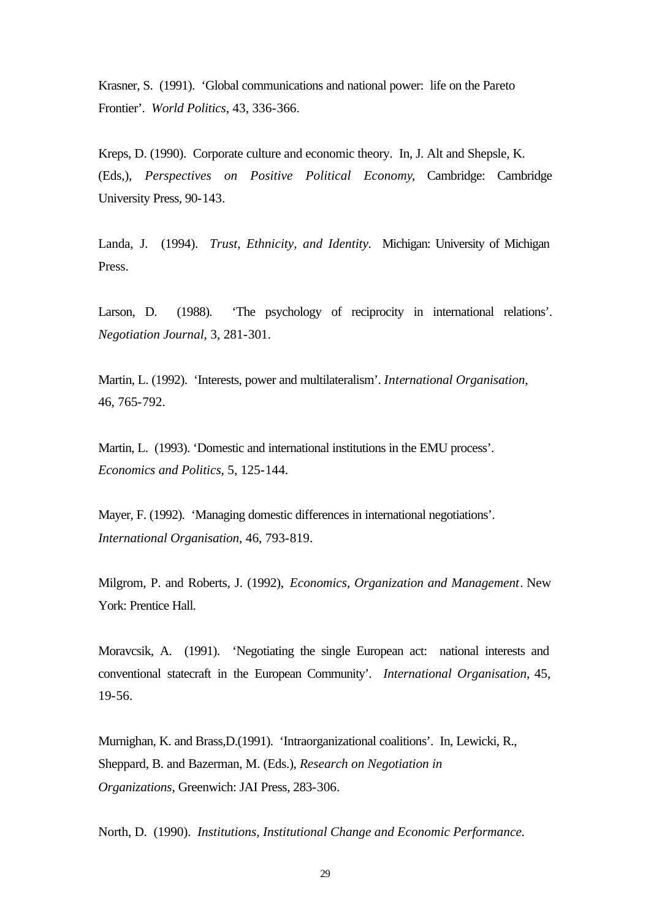Krasner, S. (1991). 'Global communications and national power: life on the Pareto Frontier'. *World Politics*, 43, 336-366.

Kreps, D. (1990). Corporate culture and economic theory. In, J. Alt and Shepsle, K. (Eds,), *Perspectives on Positive Political Economy*, Cambridge: Cambridge University Press, 90-143.

Landa, J. (1994). *Trust, Ethnicity, and Identity*. Michigan: University of Michigan Press.

Larson, D. (1988). 'The psychology of reciprocity in international relations'. *Negotiation Journal*, 3, 281-301.

Martin, L. (1992). 'Interests, power and multilateralism'. *International Organisation*, 46, 765-792.

Martin, L. (1993). 'Domestic and international institutions in the EMU process'. *Economics and Politics*, 5, 125-144.

Mayer, F. (1992). 'Managing domestic differences in international negotiations'. *International Organisation*, 46, 793-819.

Milgrom, P. and Roberts, J. (1992), *Economics, Organization and Management*. New York: Prentice Hall.

Moravcsik, A. (1991). 'Negotiating the single European act: national interests and conventional statecraft in the European Community'. *International Organisation*, 45, 19-56.

Murnighan, K. and Brass,D.(1991). 'Intraorganizational coalitions'. In, Lewicki, R., Sheppard, B. and Bazerman, M. (Eds.), *Research on Negotiation in Organizations*, Greenwich: JAI Press, 283-306.

North, D. (1990). *Institutions, Institutional Change and Economic Performance.*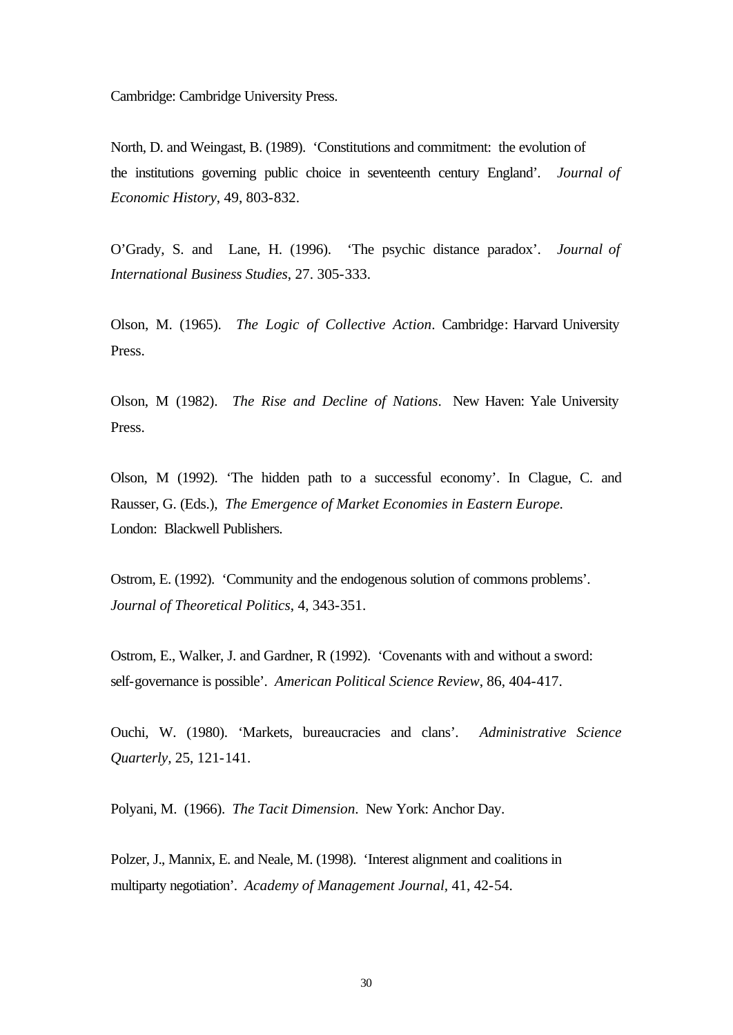Cambridge: Cambridge University Press.

North, D. and Weingast, B. (1989). 'Constitutions and commitment: the evolution of the institutions governing public choice in seventeenth century England'. *Journal of Economic History*, 49, 803-832.

O'Grady, S. and Lane, H. (1996). 'The psychic distance paradox'. *Journal of International Business Studies*, 27. 305-333.

Olson, M. (1965). *The Logic of Collective Action*. Cambridge: Harvard University Press.

Olson, M (1982). *The Rise and Decline of Nations*. New Haven: Yale University Press.

Olson, M (1992). 'The hidden path to a successful economy'. In Clague, C. and Rausser, G. (Eds.), *The Emergence of Market Economies in Eastern Europe.* London: Blackwell Publishers.

Ostrom, E. (1992). 'Community and the endogenous solution of commons problems'. *Journal of Theoretical Politics*, 4, 343-351.

Ostrom, E., Walker, J. and Gardner, R (1992). 'Covenants with and without a sword: self-governance is possible'. *American Political Science Review*, 86, 404-417.

Ouchi, W. (1980). 'Markets, bureaucracies and clans'. *Administrative Science Quarterly*, 25, 121-141.

Polyani, M. (1966). *The Tacit Dimension*. New York: Anchor Day.

Polzer, J., Mannix, E. and Neale, M. (1998). 'Interest alignment and coalitions in multiparty negotiation'. *Academy of Management Journal*, 41, 42-54.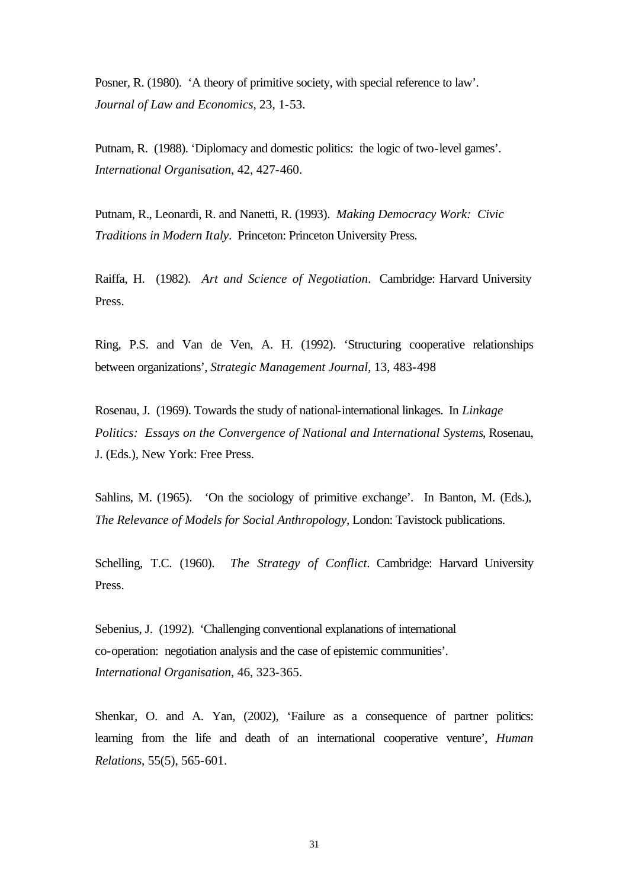Posner, R. (1980). 'A theory of primitive society, with special reference to law'. *Journal of Law and Economics*, 23, 1-53.

Putnam, R. (1988). 'Diplomacy and domestic politics: the logic of two-level games'. *International Organisation*, 42, 427-460.

Putnam, R., Leonardi, R. and Nanetti, R. (1993). *Making Democracy Work: Civic Traditions in Modern Italy*. Princeton: Princeton University Press.

Raiffa, H. (1982). *Art and Science of Negotiation*. Cambridge: Harvard University Press.

Ring, P.S. and Van de Ven, A. H. (1992). 'Structuring cooperative relationships between organizations', *Strategic Management Journal*, 13, 483-498

Rosenau, J. (1969). Towards the study of national-international linkages. In *Linkage Politics: Essays on the Convergence of National and International Systems*, Rosenau, J. (Eds.), New York: Free Press.

Sahlins, M. (1965). 'On the sociology of primitive exchange'. In Banton, M. (Eds.), *The Relevance of Models for Social Anthropology*, London: Tavistock publications.

Schelling, T.C. (1960). *The Strategy of Conflict*. Cambridge: Harvard University Press.

Sebenius, J. (1992). 'Challenging conventional explanations of international co-operation: negotiation analysis and the case of epistemic communities'. *International Organisation*, 46, 323-365.

Shenkar, O. and A. Yan, (2002), 'Failure as a consequence of partner politics: learning from the life and death of an international cooperative venture', *Human Relations*, 55(5), 565-601.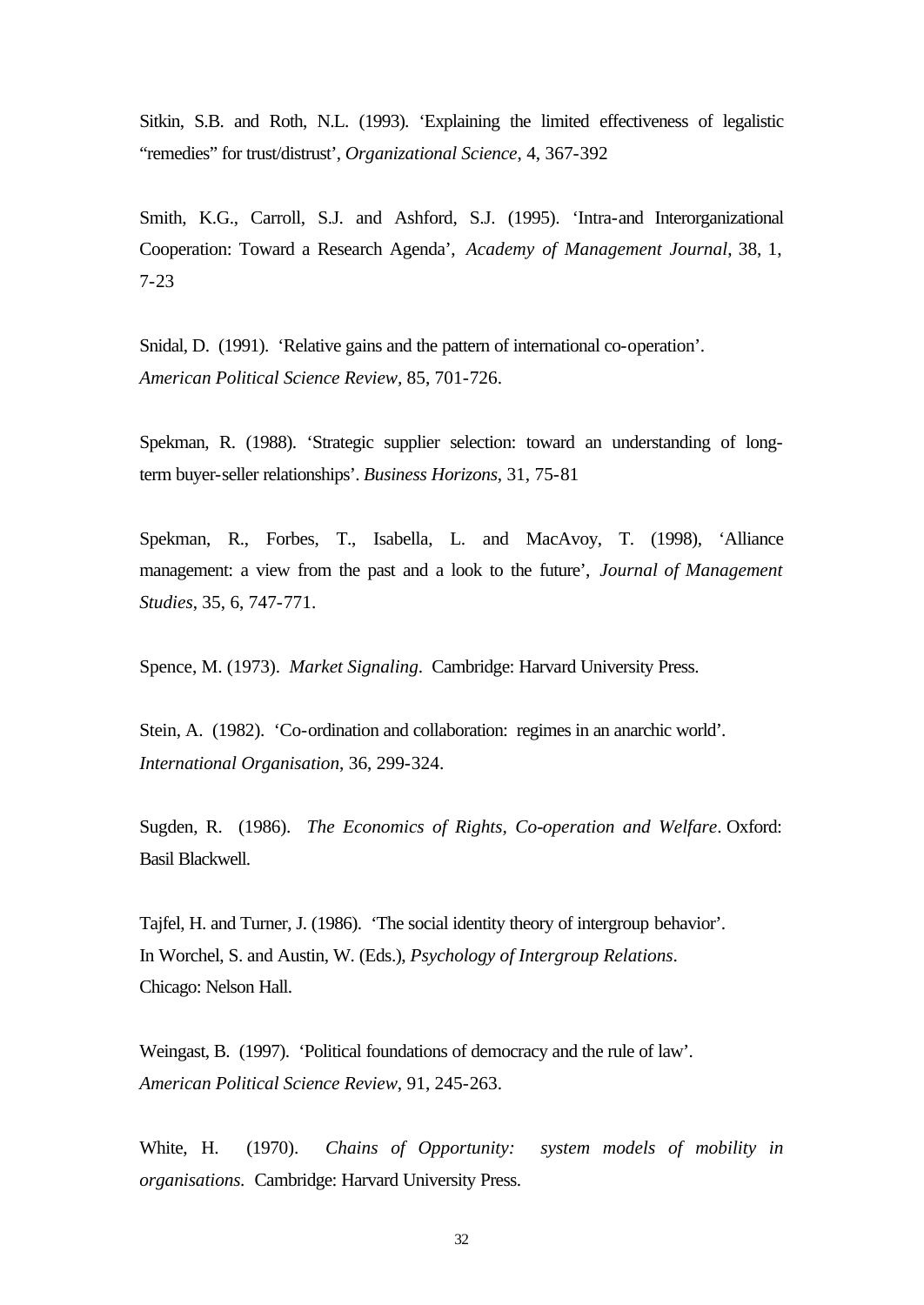Sitkin, S.B. and Roth, N.L. (1993). ‘Explaining the limited effectiveness of legalistic “remedies” for trust/distrust’, *Organizational Science*, 4, 367-392

Smith, K.G., Carroll, S.J. and Ashford, S.J. (1995). ‘Intra-and Interorganizational Cooperation: Toward a Research Agenda’, *Academy of Management Journal*, 38, 1, 7-23

Snidal, D. (1991). ‘Relative gains and the pattern of international co-operation’. *American Political Science Review*, 85, 701-726.

Spekman, R. (1988). ‘Strategic supplier selection: toward an understanding of long-term buyer-seller relationships’. *Business Horizons*, 31, 75-81

Spekman, R., Forbes, T., Isabella, L. and MacAvoy, T. (1998), ‘Alliance management: a view from the past and a look to the future’, *Journal of Management Studies*, 35, 6, 747-771.

Spence, M. (1973). *Market Signaling*. Cambridge: Harvard University Press.

Stein, A. (1982). ‘Co-ordination and collaboration: regimes in an anarchic world’. *International Organisation*, 36, 299-324.

Sugden, R. (1986). *The Economics of Rights, Co-operation and Welfare*. Oxford: Basil Blackwell.

Tajfel, H. and Turner, J. (1986). ‘The social identity theory of intergroup behavior’. In Worchel, S. and Austin, W. (Eds.), *Psychology of Intergroup Relations*. Chicago: Nelson Hall.

Weingast, B. (1997). ‘Political foundations of democracy and the rule of law’. *American Political Science Review*, 91, 245-263.

White, H. (1970). *Chains of Opportunity: system models of mobility in organisations*. Cambridge: Harvard University Press.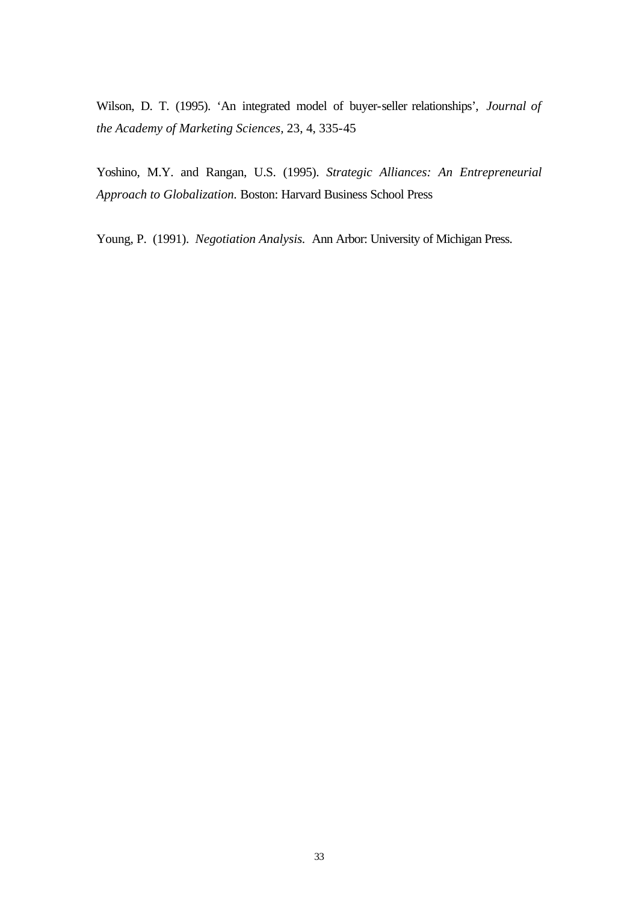Wilson, D. T. (1995). 'An integrated model of buyer-seller relationships', *Journal of the Academy of Marketing Sciences*, 23, 4, 335-45

Yoshino, M.Y. and Rangan, U.S. (1995). *Strategic Alliances: An Entrepreneurial Approach to Globalization*. Boston: Harvard Business School Press

Young, P. (1991). *Negotiation Analysis*. Ann Arbor: University of Michigan Press.